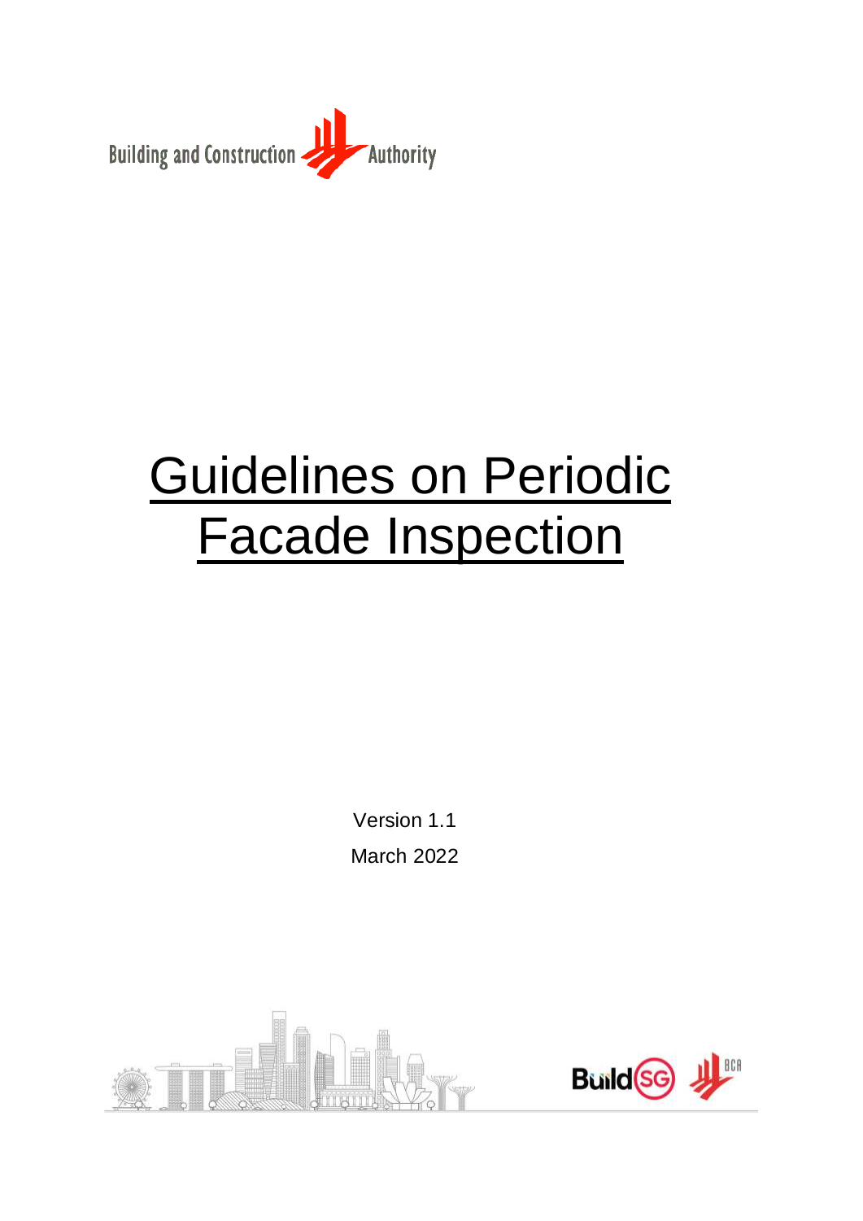Building and Construction Authority

# Guidelines on Periodic Facade Inspection

Version 1.1

March 2022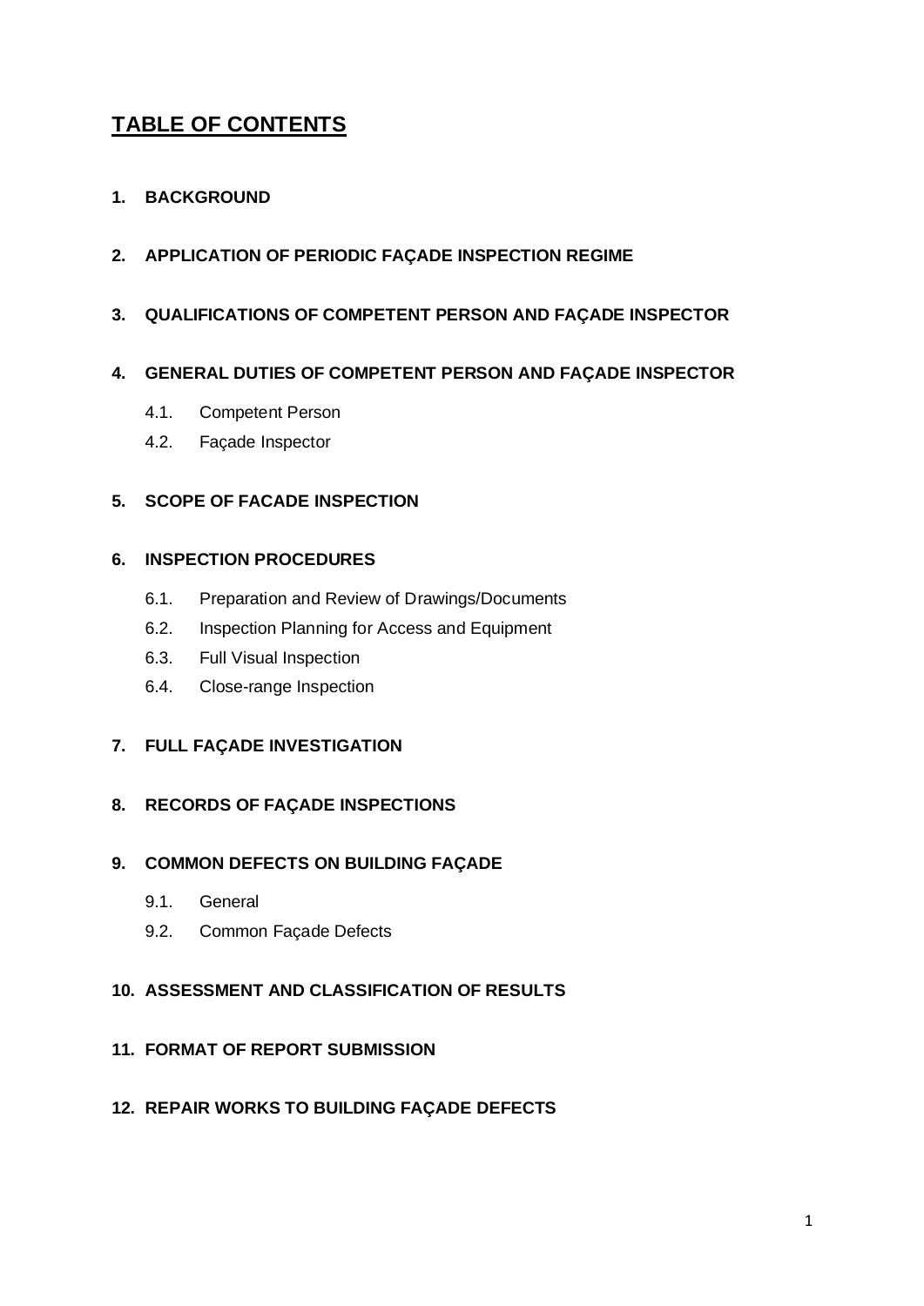# TABLE OF CONTENTS

**1. BACKGROUND**

**2. APPLICATION OF PERIODIC FAÇADE INSPECTION REGIME**

**3. QUALIFICATIONS OF COMPETENT PERSON AND FAÇADE INSPECTOR**

**4. GENERAL DUTIES OF COMPETENT PERSON AND FAÇADE INSPECTOR**

- 4.1. Competent Person
- 4.2. Façade Inspector

**5. SCOPE OF FACADE INSPECTION**

**6. INSPECTION PROCEDURES**

- 6.1. Preparation and Review of Drawings/Documents
- 6.2. Inspection Planning for Access and Equipment
- 6.3. Full Visual Inspection
- 6.4. Close-range Inspection

**7. FULL FAÇADE INVESTIGATION**

**8. RECORDS OF FAÇADE INSPECTIONS**

**9. COMMON DEFECTS ON BUILDING FAÇADE**

- 9.1. General
- 9.2. Common Façade Defects

**10. ASSESSMENT AND CLASSIFICATION OF RESULTS**

**11. FORMAT OF REPORT SUBMISSION**

**12. REPAIR WORKS TO BUILDING FAÇADE DEFECTS**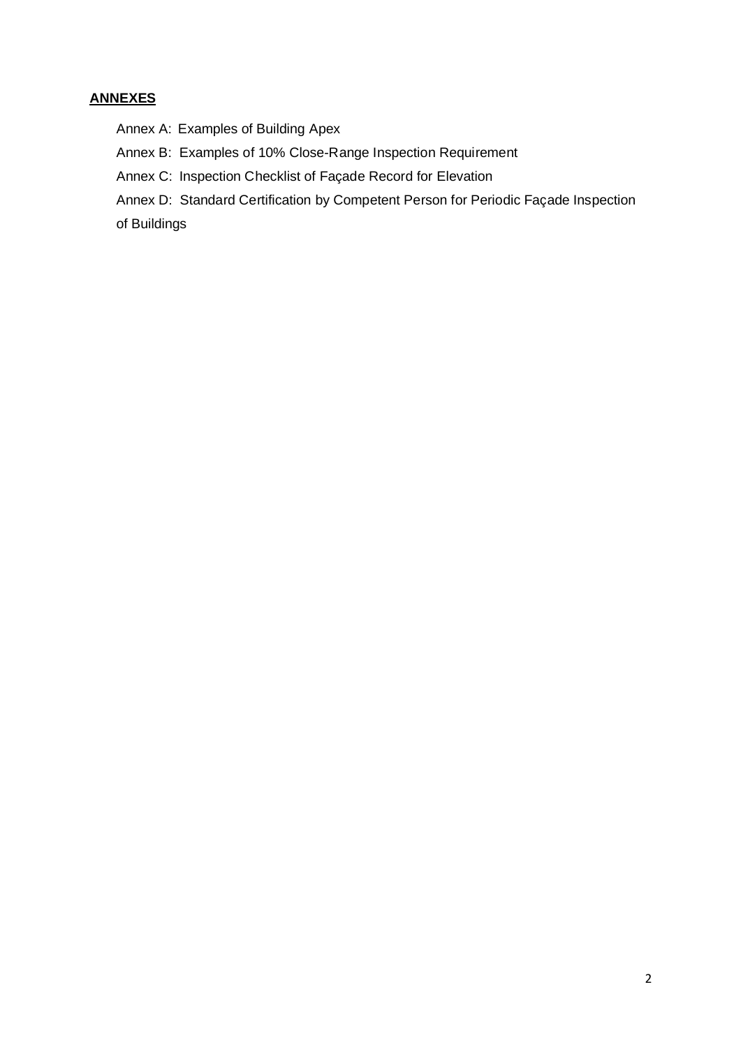## ANNEXES

Annex A: Examples of Building Apex

Annex B: Examples of 10% Close-Range Inspection Requirement

Annex C: Inspection Checklist of Façade Record for Elevation

Annex D: Standard Certification by Competent Person for Periodic Façade Inspection of Buildings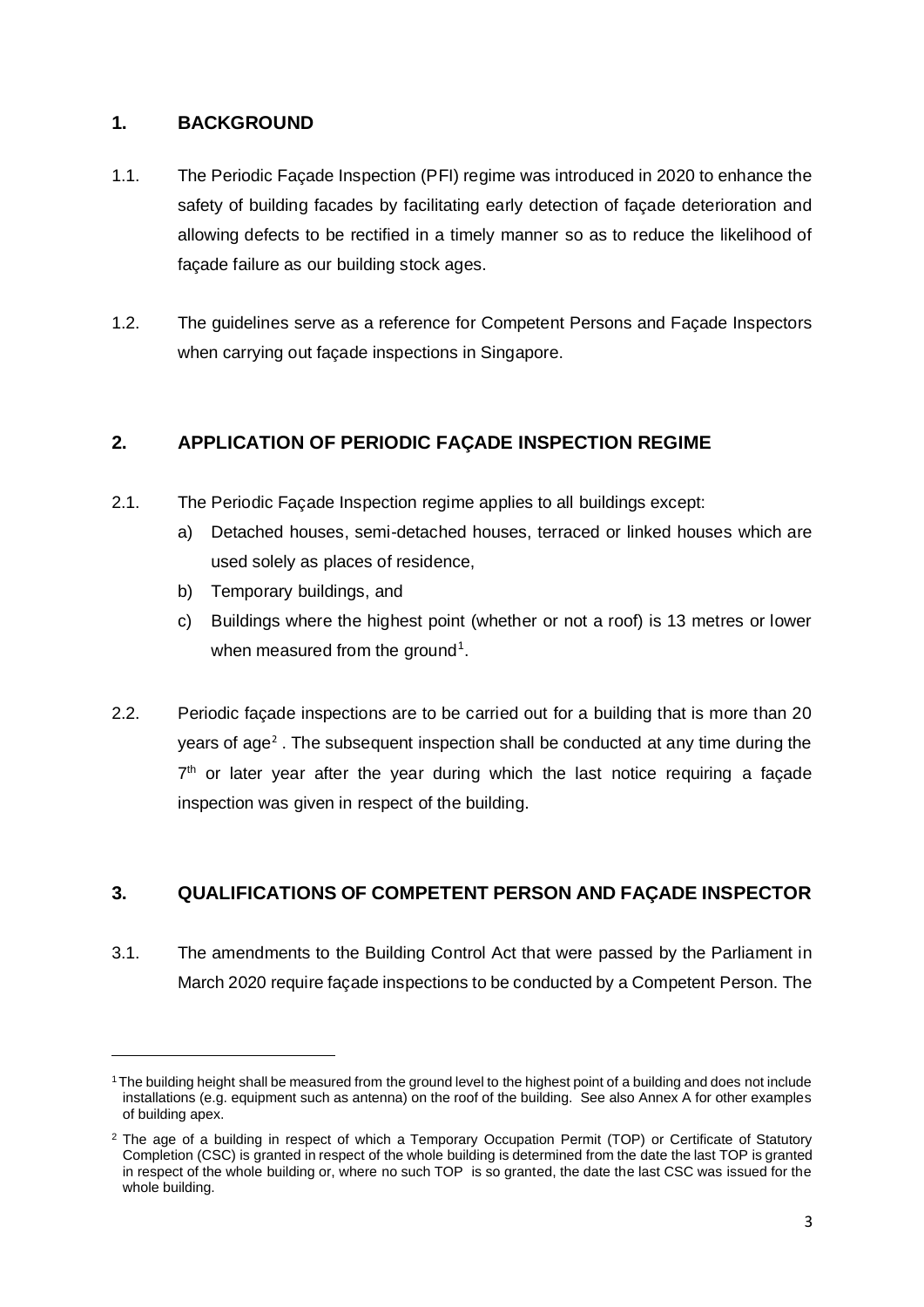## 1. BACKGROUND

1.1. The Periodic Façade Inspection (PFI) regime was introduced in 2020 to enhance the safety of building facades by facilitating early detection of façade deterioration and allowing defects to be rectified in a timely manner so as to reduce the likelihood of façade failure as our building stock ages.

1.2. The guidelines serve as a reference for Competent Persons and Façade Inspectors when carrying out façade inspections in Singapore.

## 2. APPLICATION OF PERIODIC FAÇADE INSPECTION REGIME

2.1. The Periodic Façade Inspection regime applies to all buildings except:

a) Detached houses, semi-detached houses, terraced or linked houses which are used solely as places of residence,

b) Temporary buildings, and

c) Buildings where the highest point (whether or not a roof) is 13 metres or lower when measured from the ground[1].

2.2. Periodic façade inspections are to be carried out for a building that is more than 20 years of age[2]. The subsequent inspection shall be conducted at any time during the 7th or later year after the year during which the last notice requiring a façade inspection was given in respect of the building.

## 3. QUALIFICATIONS OF COMPETENT PERSON AND FAÇADE INSPECTOR

3.1. The amendments to the Building Control Act that were passed by the Parliament in March 2020 require façade inspections to be conducted by a Competent Person. The

---

[1] The building height shall be measured from the ground level to the highest point of a building and does not include installations (e.g. equipment such as antenna) on the roof of the building. See also Annex A for other examples of building apex.

[2] The age of a building in respect of which a Temporary Occupation Permit (TOP) or Certificate of Statutory Completion (CSC) is granted in respect of the whole building is determined from the date the last TOP is granted in respect of the whole building or, where no such TOP is so granted, the date the last CSC was issued for the whole building.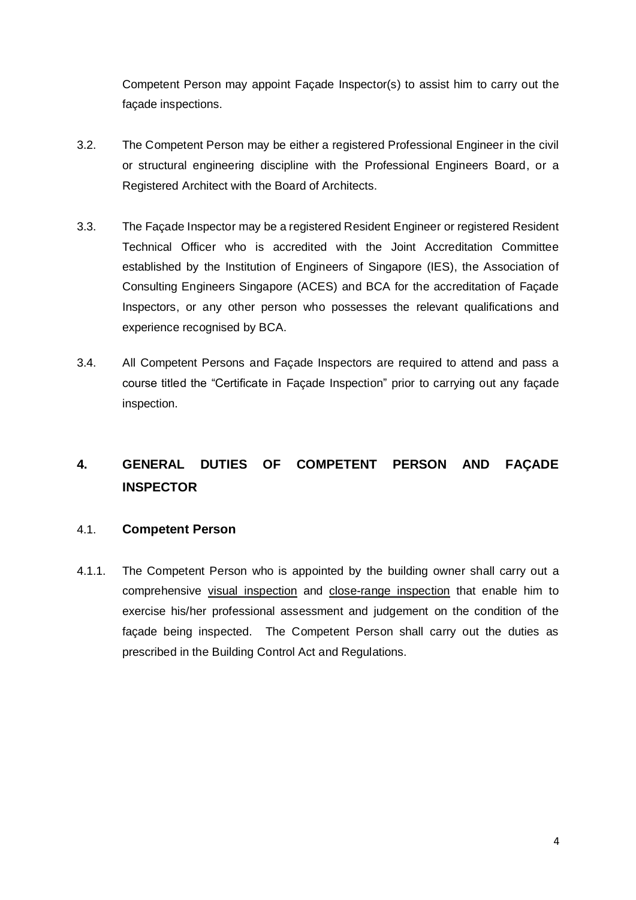Competent Person may appoint Façade Inspector(s) to assist him to carry out the façade inspections.

3.2. The Competent Person may be either a registered Professional Engineer in the civil or structural engineering discipline with the Professional Engineers Board, or a Registered Architect with the Board of Architects.

3.3. The Façade Inspector may be a registered Resident Engineer or registered Resident Technical Officer who is accredited with the Joint Accreditation Committee established by the Institution of Engineers of Singapore (IES), the Association of Consulting Engineers Singapore (ACES) and BCA for the accreditation of Façade Inspectors, or any other person who possesses the relevant qualifications and experience recognised by BCA.

3.4. All Competent Persons and Façade Inspectors are required to attend and pass a course titled the "Certificate in Façade Inspection" prior to carrying out any façade inspection.

## 4. GENERAL DUTIES OF COMPETENT PERSON AND FAÇADE INSPECTOR

### 4.1. Competent Person

4.1.1. The Competent Person who is appointed by the building owner shall carry out a comprehensive visual inspection and close-range inspection that enable him to exercise his/her professional assessment and judgement on the condition of the façade being inspected. The Competent Person shall carry out the duties as prescribed in the Building Control Act and Regulations.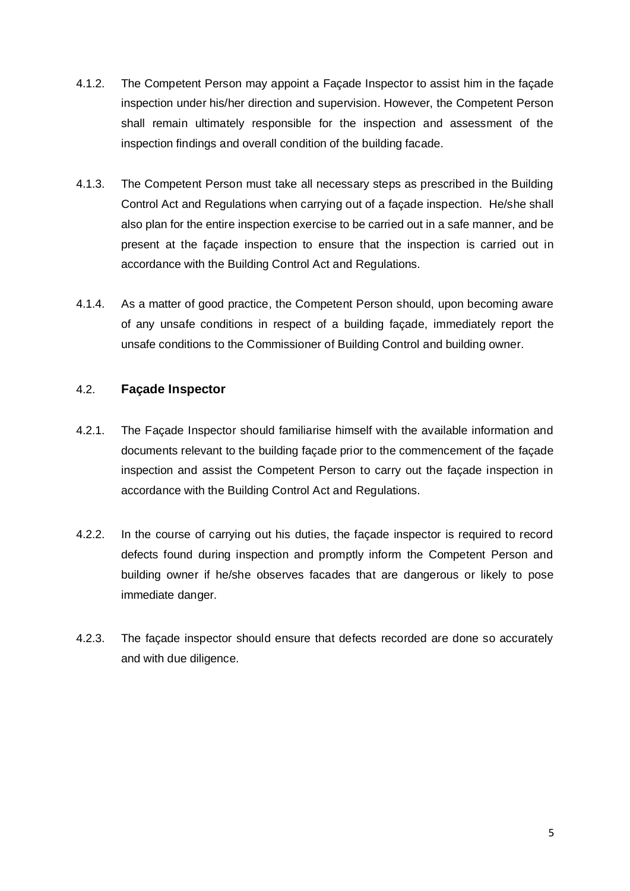4.1.2. The Competent Person may appoint a Façade Inspector to assist him in the façade inspection under his/her direction and supervision. However, the Competent Person shall remain ultimately responsible for the inspection and assessment of the inspection findings and overall condition of the building facade.

4.1.3. The Competent Person must take all necessary steps as prescribed in the Building Control Act and Regulations when carrying out of a façade inspection. He/she shall also plan for the entire inspection exercise to be carried out in a safe manner, and be present at the façade inspection to ensure that the inspection is carried out in accordance with the Building Control Act and Regulations.

4.1.4. As a matter of good practice, the Competent Person should, upon becoming aware of any unsafe conditions in respect of a building façade, immediately report the unsafe conditions to the Commissioner of Building Control and building owner.

### 4.2. Façade Inspector

4.2.1. The Façade Inspector should familiarise himself with the available information and documents relevant to the building façade prior to the commencement of the façade inspection and assist the Competent Person to carry out the façade inspection in accordance with the Building Control Act and Regulations.

4.2.2. In the course of carrying out his duties, the façade inspector is required to record defects found during inspection and promptly inform the Competent Person and building owner if he/she observes facades that are dangerous or likely to pose immediate danger.

4.2.3. The façade inspector should ensure that defects recorded are done so accurately and with due diligence.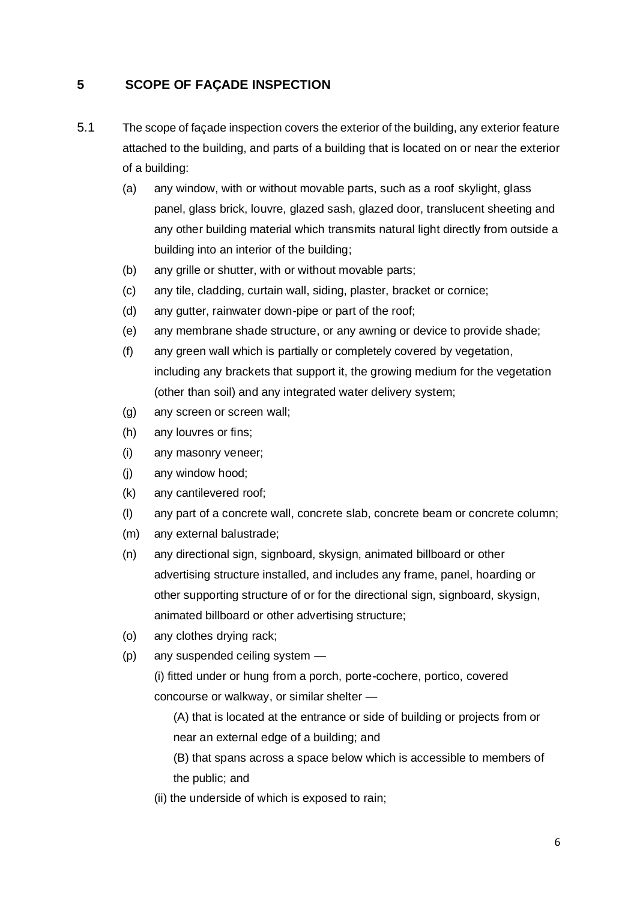## 5 SCOPE OF FAÇADE INSPECTION

5.1 The scope of façade inspection covers the exterior of the building, any exterior feature attached to the building, and parts of a building that is located on or near the exterior of a building:

- (a) any window, with or without movable parts, such as a roof skylight, glass panel, glass brick, louvre, glazed sash, glazed door, translucent sheeting and any other building material which transmits natural light directly from outside a building into an interior of the building;
- (b) any grille or shutter, with or without movable parts;
- (c) any tile, cladding, curtain wall, siding, plaster, bracket or cornice;
- (d) any gutter, rainwater down-pipe or part of the roof;
- (e) any membrane shade structure, or any awning or device to provide shade;
- (f) any green wall which is partially or completely covered by vegetation, including any brackets that support it, the growing medium for the vegetation (other than soil) and any integrated water delivery system;
- (g) any screen or screen wall;
- (h) any louvres or fins;
- (i) any masonry veneer;
- (j) any window hood;
- (k) any cantilevered roof;
- (l) any part of a concrete wall, concrete slab, concrete beam or concrete column;
- (m) any external balustrade;
- (n) any directional sign, signboard, skysign, animated billboard or other advertising structure installed, and includes any frame, panel, hoarding or other supporting structure of or for the directional sign, signboard, skysign, animated billboard or other advertising structure;
- (o) any clothes drying rack;
- (p) any suspended ceiling system —
  - (i) fitted under or hung from a porch, porte-cochere, portico, covered concourse or walkway, or similar shelter —
    - (A) that is located at the entrance or side of building or projects from or near an external edge of a building; and
    - (B) that spans across a space below which is accessible to members of the public; and
  - (ii) the underside of which is exposed to rain;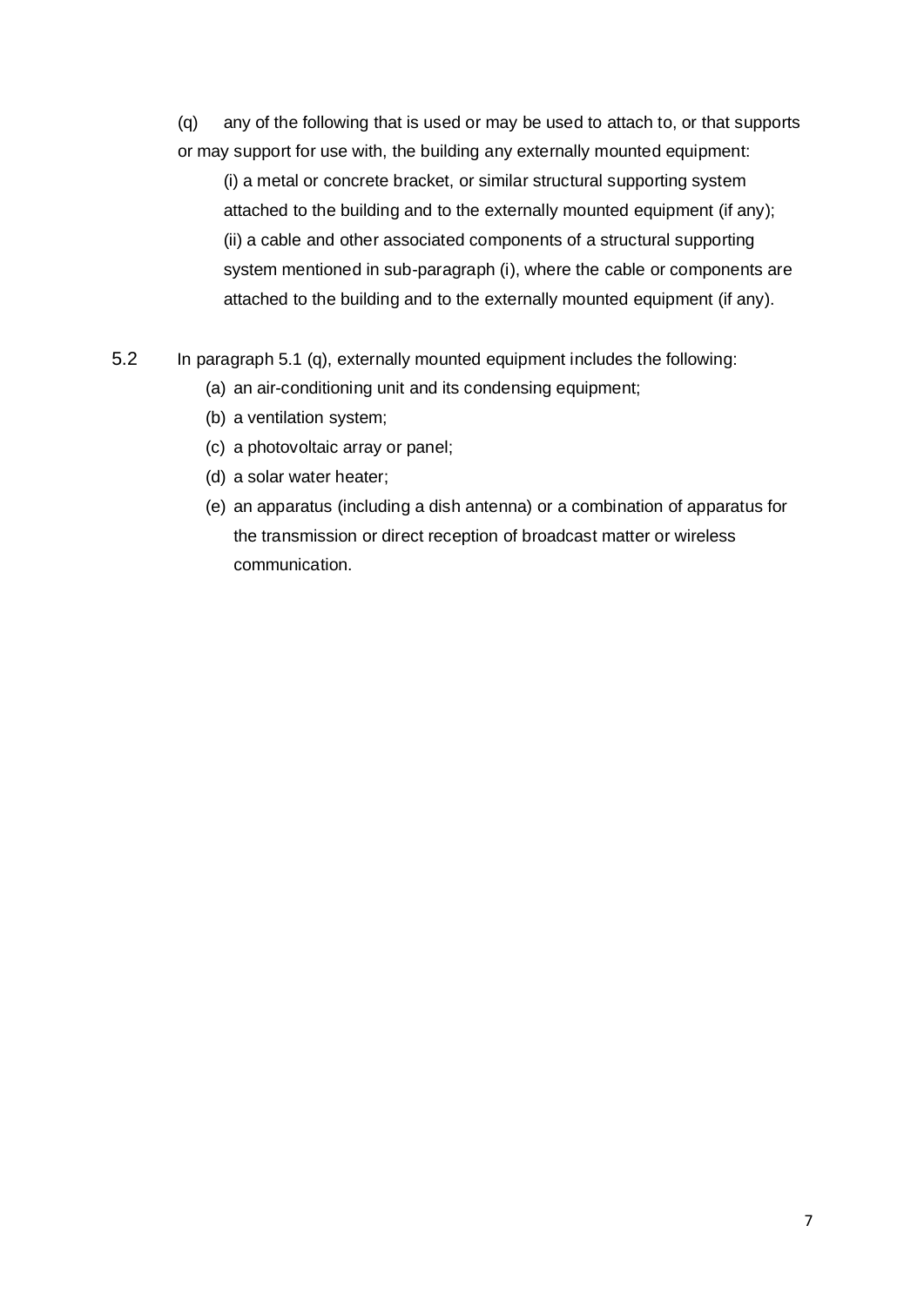(q) any of the following that is used or may be used to attach to, or that supports or may support for use with, the building any externally mounted equipment:

(i) a metal or concrete bracket, or similar structural supporting system attached to the building and to the externally mounted equipment (if any);

(ii) a cable and other associated components of a structural supporting system mentioned in sub-paragraph (i), where the cable or components are attached to the building and to the externally mounted equipment (if any).

5.2 In paragraph 5.1 (q), externally mounted equipment includes the following:

(a) an air-conditioning unit and its condensing equipment;

(b) a ventilation system;

(c) a photovoltaic array or panel;

(d) a solar water heater;

(e) an apparatus (including a dish antenna) or a combination of apparatus for the transmission or direct reception of broadcast matter or wireless communication.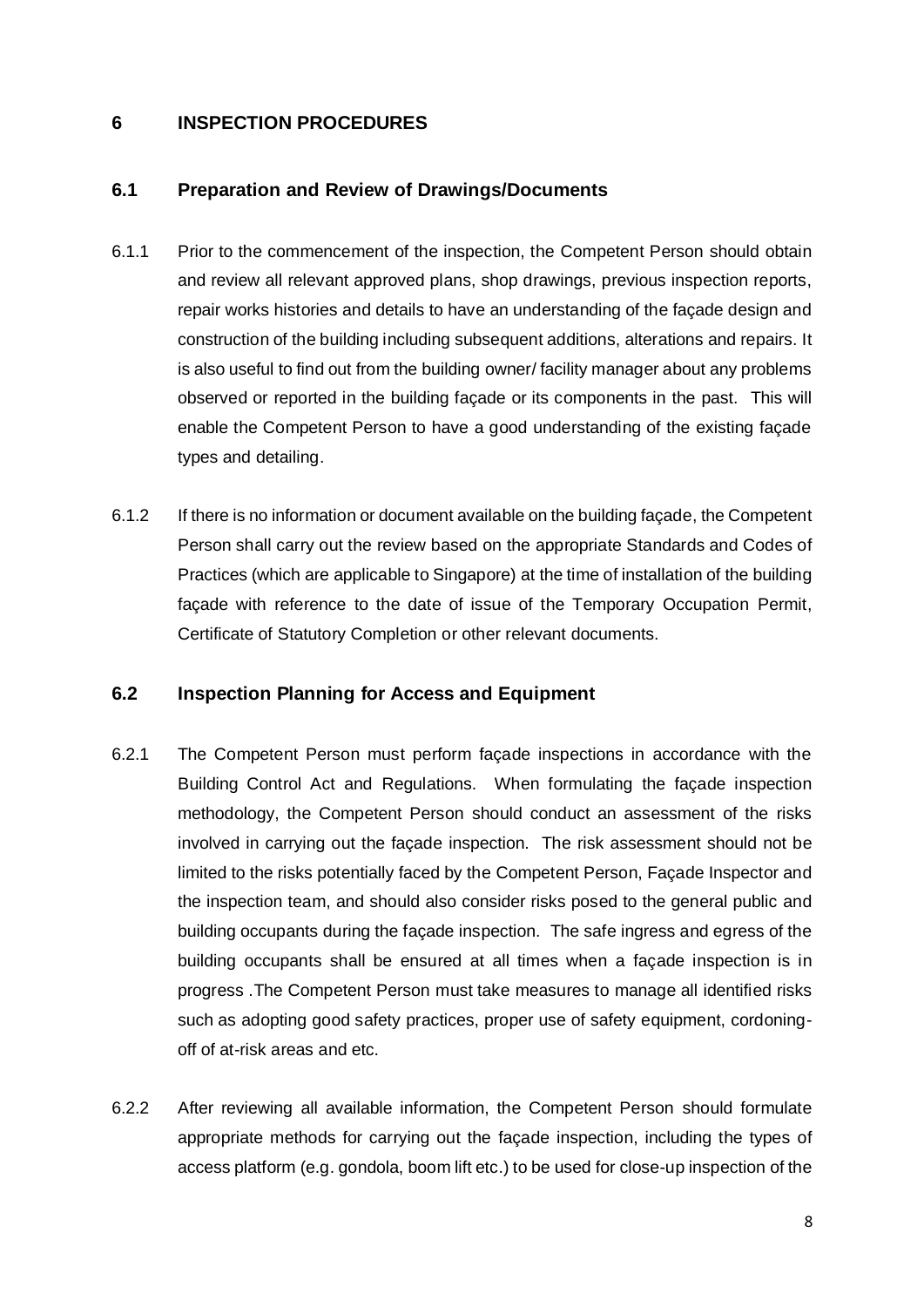# 6 INSPECTION PROCEDURES

## 6.1 Preparation and Review of Drawings/Documents

6.1.1 Prior to the commencement of the inspection, the Competent Person should obtain and review all relevant approved plans, shop drawings, previous inspection reports, repair works histories and details to have an understanding of the façade design and construction of the building including subsequent additions, alterations and repairs. It is also useful to find out from the building owner/ facility manager about any problems observed or reported in the building façade or its components in the past. This will enable the Competent Person to have a good understanding of the existing façade types and detailing.

6.1.2 If there is no information or document available on the building façade, the Competent Person shall carry out the review based on the appropriate Standards and Codes of Practices (which are applicable to Singapore) at the time of installation of the building façade with reference to the date of issue of the Temporary Occupation Permit, Certificate of Statutory Completion or other relevant documents.

## 6.2 Inspection Planning for Access and Equipment

6.2.1 The Competent Person must perform façade inspections in accordance with the Building Control Act and Regulations. When formulating the façade inspection methodology, the Competent Person should conduct an assessment of the risks involved in carrying out the façade inspection. The risk assessment should not be limited to the risks potentially faced by the Competent Person, Façade Inspector and the inspection team, and should also consider risks posed to the general public and building occupants during the façade inspection. The safe ingress and egress of the building occupants shall be ensured at all times when a façade inspection is in progress .The Competent Person must take measures to manage all identified risks such as adopting good safety practices, proper use of safety equipment, cordoning-off of at-risk areas and etc.

6.2.2 After reviewing all available information, the Competent Person should formulate appropriate methods for carrying out the façade inspection, including the types of access platform (e.g. gondola, boom lift etc.) to be used for close-up inspection of the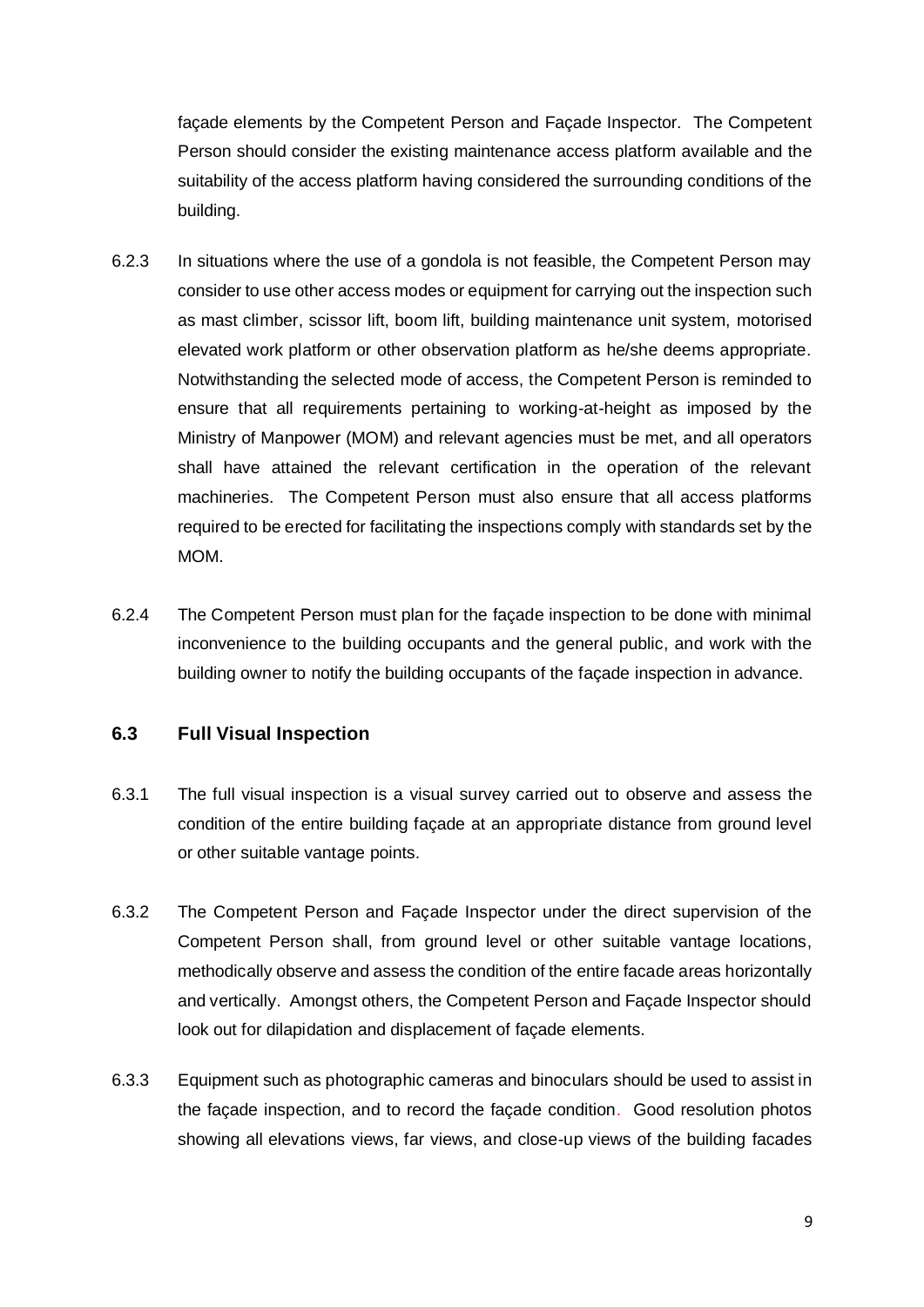façade elements by the Competent Person and Façade Inspector. The Competent Person should consider the existing maintenance access platform available and the suitability of the access platform having considered the surrounding conditions of the building.

6.2.3 In situations where the use of a gondola is not feasible, the Competent Person may consider to use other access modes or equipment for carrying out the inspection such as mast climber, scissor lift, boom lift, building maintenance unit system, motorised elevated work platform or other observation platform as he/she deems appropriate. Notwithstanding the selected mode of access, the Competent Person is reminded to ensure that all requirements pertaining to working-at-height as imposed by the Ministry of Manpower (MOM) and relevant agencies must be met, and all operators shall have attained the relevant certification in the operation of the relevant machineries. The Competent Person must also ensure that all access platforms required to be erected for facilitating the inspections comply with standards set by the MOM.

6.2.4 The Competent Person must plan for the façade inspection to be done with minimal inconvenience to the building occupants and the general public, and work with the building owner to notify the building occupants of the façade inspection in advance.

### 6.3 Full Visual Inspection

6.3.1 The full visual inspection is a visual survey carried out to observe and assess the condition of the entire building façade at an appropriate distance from ground level or other suitable vantage points.

6.3.2 The Competent Person and Façade Inspector under the direct supervision of the Competent Person shall, from ground level or other suitable vantage locations, methodically observe and assess the condition of the entire facade areas horizontally and vertically. Amongst others, the Competent Person and Façade Inspector should look out for dilapidation and displacement of façade elements.

6.3.3 Equipment such as photographic cameras and binoculars should be used to assist in the façade inspection, and to record the façade condition. Good resolution photos showing all elevations views, far views, and close-up views of the building facades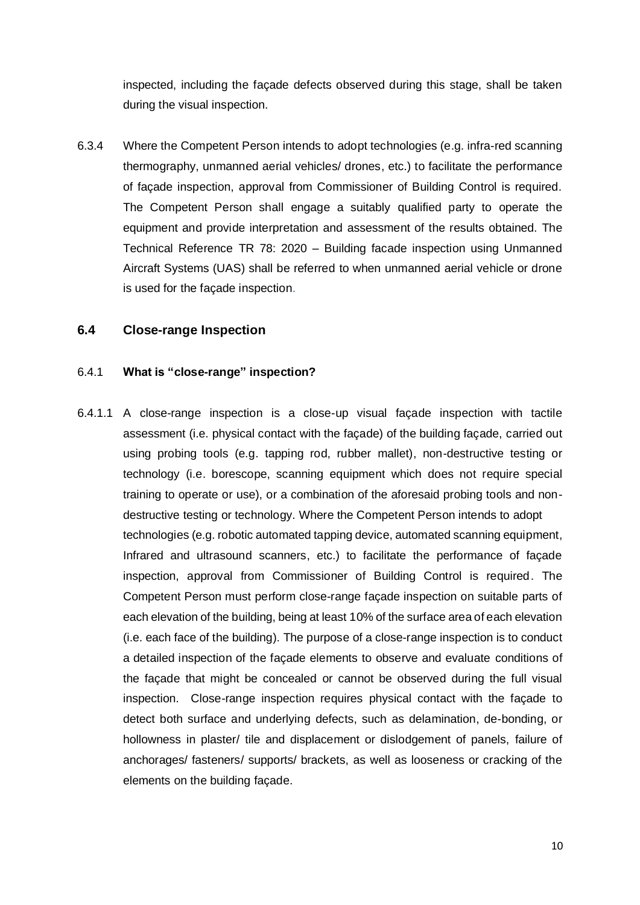inspected, including the façade defects observed during this stage, shall be taken during the visual inspection.

6.3.4 Where the Competent Person intends to adopt technologies (e.g. infra-red scanning thermography, unmanned aerial vehicles/ drones, etc.) to facilitate the performance of façade inspection, approval from Commissioner of Building Control is required. The Competent Person shall engage a suitably qualified party to operate the equipment and provide interpretation and assessment of the results obtained. The Technical Reference TR 78: 2020 – Building facade inspection using Unmanned Aircraft Systems (UAS) shall be referred to when unmanned aerial vehicle or drone is used for the façade inspection.

## 6.4 Close-range Inspection

### 6.4.1 What is "close-range" inspection?

6.4.1.1 A close-range inspection is a close-up visual façade inspection with tactile assessment (i.e. physical contact with the façade) of the building façade, carried out using probing tools (e.g. tapping rod, rubber mallet), non-destructive testing or technology (i.e. borescope, scanning equipment which does not require special training to operate or use), or a combination of the aforesaid probing tools and non-destructive testing or technology. Where the Competent Person intends to adopt technologies (e.g. robotic automated tapping device, automated scanning equipment, Infrared and ultrasound scanners, etc.) to facilitate the performance of façade inspection, approval from Commissioner of Building Control is required. The Competent Person must perform close-range façade inspection on suitable parts of each elevation of the building, being at least 10% of the surface area of each elevation (i.e. each face of the building). The purpose of a close-range inspection is to conduct a detailed inspection of the façade elements to observe and evaluate conditions of the façade that might be concealed or cannot be observed during the full visual inspection. Close-range inspection requires physical contact with the façade to detect both surface and underlying defects, such as delamination, de-bonding, or hollowness in plaster/ tile and displacement or dislodgement of panels, failure of anchorages/ fasteners/ supports/ brackets, as well as looseness or cracking of the elements on the building façade.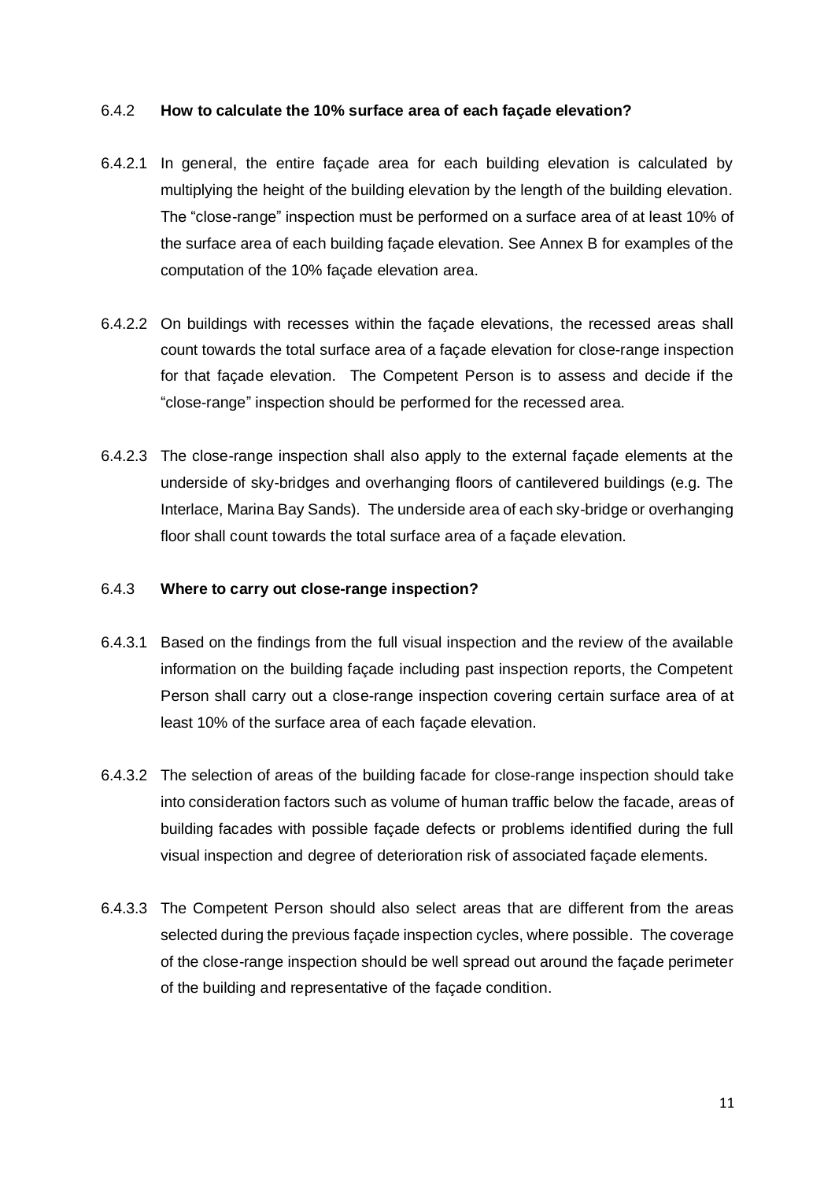### 6.4.2 **How to calculate the 10% surface area of each façade elevation?**

6.4.2.1 In general, the entire façade area for each building elevation is calculated by multiplying the height of the building elevation by the length of the building elevation. The "close-range" inspection must be performed on a surface area of at least 10% of the surface area of each building façade elevation. See Annex B for examples of the computation of the 10% façade elevation area.

6.4.2.2 On buildings with recesses within the façade elevations, the recessed areas shall count towards the total surface area of a façade elevation for close-range inspection for that façade elevation. The Competent Person is to assess and decide if the "close-range" inspection should be performed for the recessed area.

6.4.2.3 The close-range inspection shall also apply to the external façade elements at the underside of sky-bridges and overhanging floors of cantilevered buildings (e.g. The Interlace, Marina Bay Sands). The underside area of each sky-bridge or overhanging floor shall count towards the total surface area of a façade elevation.

### 6.4.3 **Where to carry out close-range inspection?**

6.4.3.1 Based on the findings from the full visual inspection and the review of the available information on the building façade including past inspection reports, the Competent Person shall carry out a close-range inspection covering certain surface area of at least 10% of the surface area of each façade elevation.

6.4.3.2 The selection of areas of the building facade for close-range inspection should take into consideration factors such as volume of human traffic below the facade, areas of building facades with possible façade defects or problems identified during the full visual inspection and degree of deterioration risk of associated façade elements.

6.4.3.3 The Competent Person should also select areas that are different from the areas selected during the previous façade inspection cycles, where possible. The coverage of the close-range inspection should be well spread out around the façade perimeter of the building and representative of the façade condition.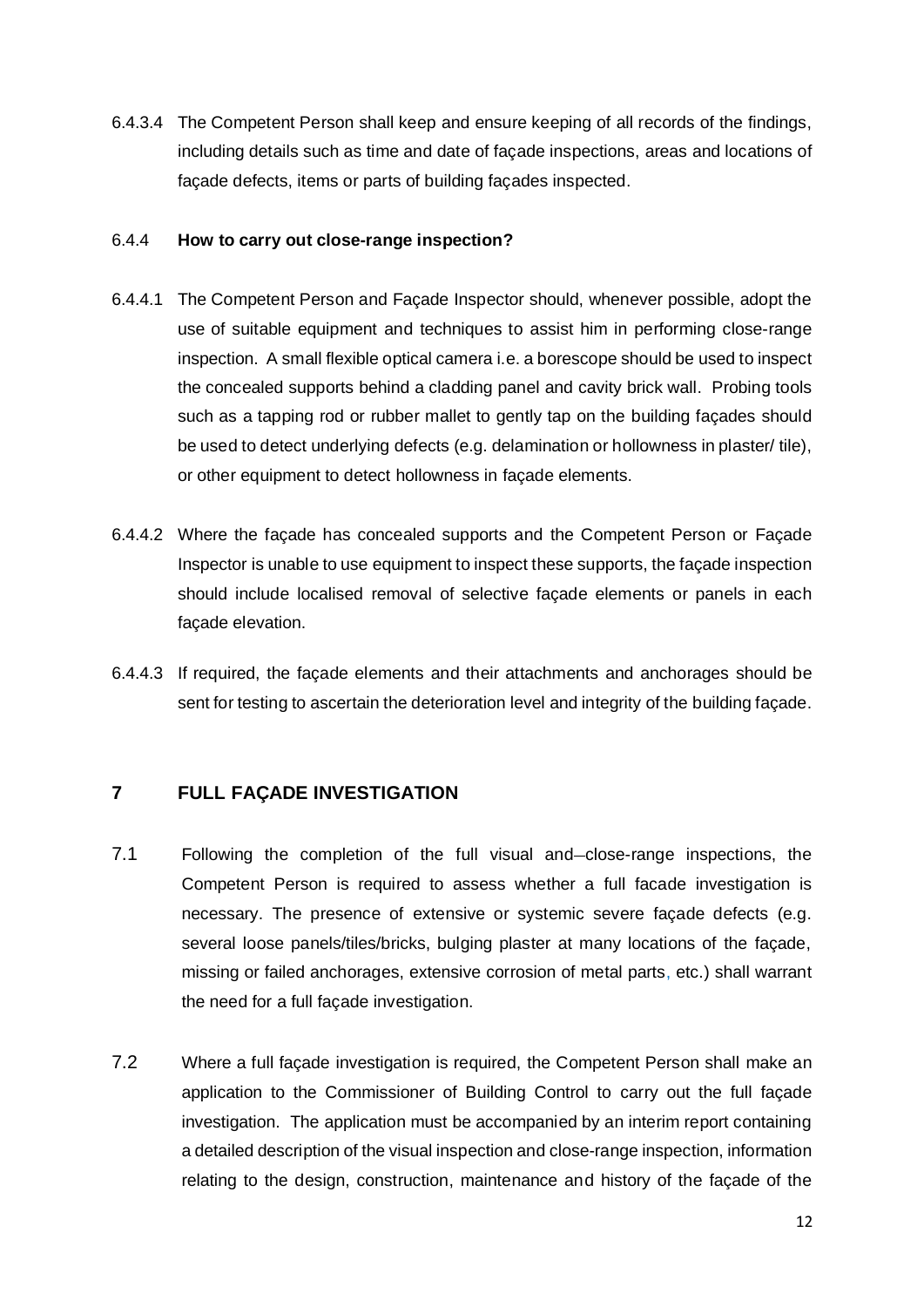6.4.3.4 The Competent Person shall keep and ensure keeping of all records of the findings, including details such as time and date of façade inspections, areas and locations of façade defects, items or parts of building façades inspected.

#### 6.4.4 How to carry out close-range inspection?

6.4.4.1 The Competent Person and Façade Inspector should, whenever possible, adopt the use of suitable equipment and techniques to assist him in performing close-range inspection. A small flexible optical camera i.e. a borescope should be used to inspect the concealed supports behind a cladding panel and cavity brick wall. Probing tools such as a tapping rod or rubber mallet to gently tap on the building façades should be used to detect underlying defects (e.g. delamination or hollowness in plaster/ tile), or other equipment to detect hollowness in façade elements.

6.4.4.2 Where the façade has concealed supports and the Competent Person or Façade Inspector is unable to use equipment to inspect these supports, the façade inspection should include localised removal of selective façade elements or panels in each façade elevation.

6.4.4.3 If required, the façade elements and their attachments and anchorages should be sent for testing to ascertain the deterioration level and integrity of the building façade.

## 7 FULL FAÇADE INVESTIGATION

7.1 Following the completion of the full visual and close-range inspections, the Competent Person is required to assess whether a full facade investigation is necessary. The presence of extensive or systemic severe façade defects (e.g. several loose panels/tiles/bricks, bulging plaster at many locations of the façade, missing or failed anchorages, extensive corrosion of metal parts, etc.) shall warrant the need for a full façade investigation.

7.2 Where a full façade investigation is required, the Competent Person shall make an application to the Commissioner of Building Control to carry out the full façade investigation. The application must be accompanied by an interim report containing a detailed description of the visual inspection and close-range inspection, information relating to the design, construction, maintenance and history of the façade of the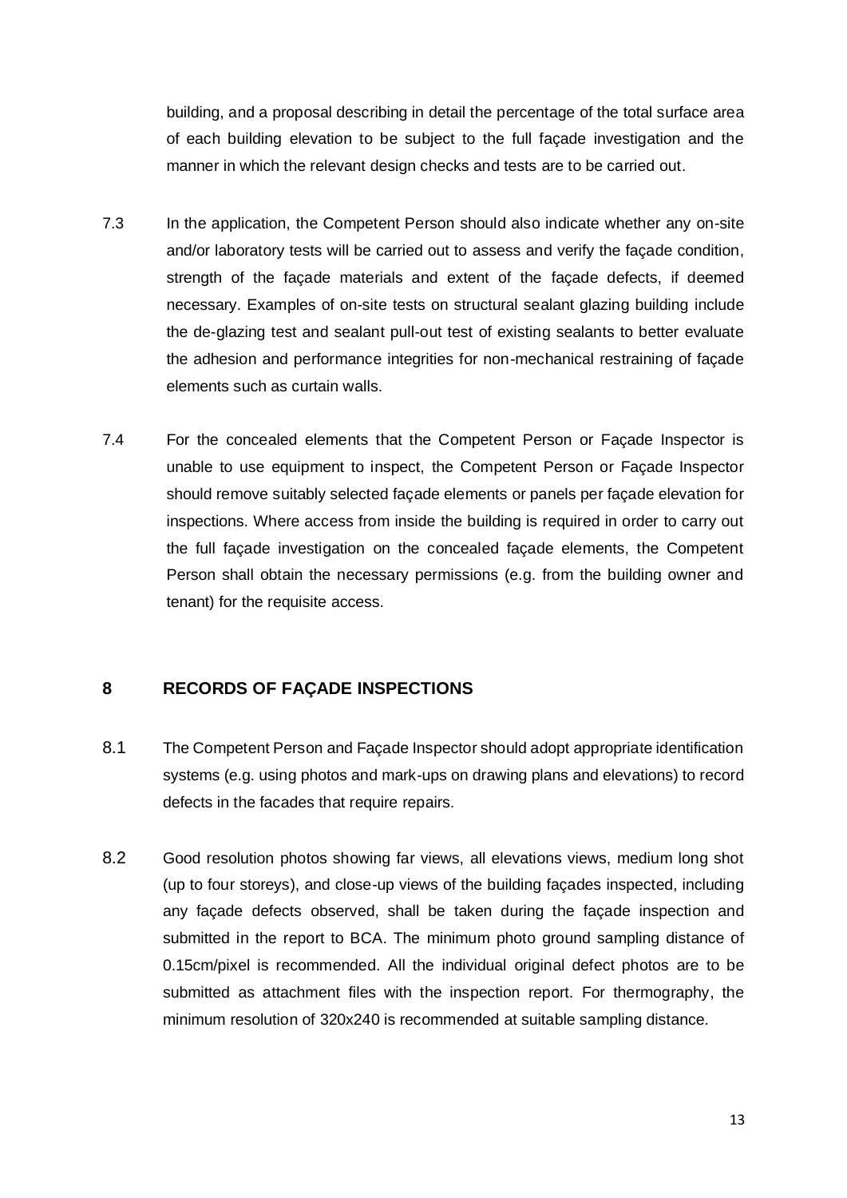building, and a proposal describing in detail the percentage of the total surface area of each building elevation to be subject to the full façade investigation and the manner in which the relevant design checks and tests are to be carried out.

7.3 In the application, the Competent Person should also indicate whether any on-site and/or laboratory tests will be carried out to assess and verify the façade condition, strength of the façade materials and extent of the façade defects, if deemed necessary. Examples of on-site tests on structural sealant glazing building include the de-glazing test and sealant pull-out test of existing sealants to better evaluate the adhesion and performance integrities for non-mechanical restraining of façade elements such as curtain walls.

7.4 For the concealed elements that the Competent Person or Façade Inspector is unable to use equipment to inspect, the Competent Person or Façade Inspector should remove suitably selected façade elements or panels per façade elevation for inspections. Where access from inside the building is required in order to carry out the full façade investigation on the concealed façade elements, the Competent Person shall obtain the necessary permissions (e.g. from the building owner and tenant) for the requisite access.

## 8 RECORDS OF FAÇADE INSPECTIONS

8.1 The Competent Person and Façade Inspector should adopt appropriate identification systems (e.g. using photos and mark-ups on drawing plans and elevations) to record defects in the facades that require repairs.

8.2 Good resolution photos showing far views, all elevations views, medium long shot (up to four storeys), and close-up views of the building façades inspected, including any façade defects observed, shall be taken during the façade inspection and submitted in the report to BCA. The minimum photo ground sampling distance of 0.15cm/pixel is recommended. All the individual original defect photos are to be submitted as attachment files with the inspection report. For thermography, the minimum resolution of 320x240 is recommended at suitable sampling distance.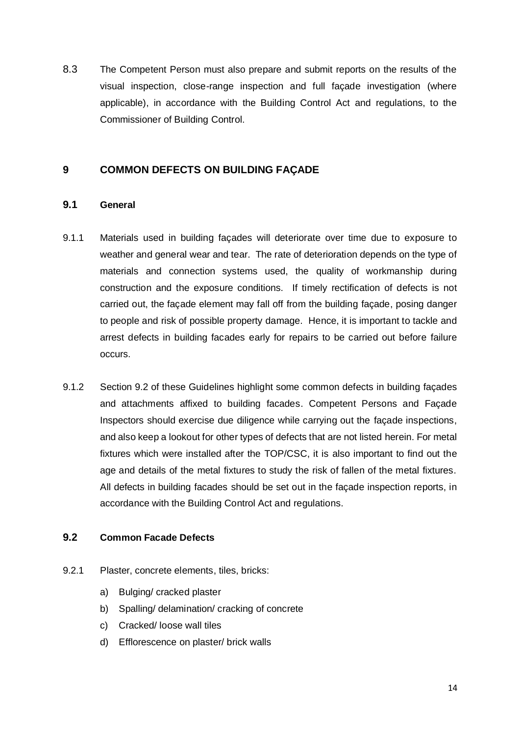8.3 The Competent Person must also prepare and submit reports on the results of the visual inspection, close-range inspection and full façade investigation (where applicable), in accordance with the Building Control Act and regulations, to the Commissioner of Building Control.

## 9 COMMON DEFECTS ON BUILDING FAÇADE

### 9.1 General

9.1.1 Materials used in building façades will deteriorate over time due to exposure to weather and general wear and tear. The rate of deterioration depends on the type of materials and connection systems used, the quality of workmanship during construction and the exposure conditions. If timely rectification of defects is not carried out, the façade element may fall off from the building façade, posing danger to people and risk of possible property damage. Hence, it is important to tackle and arrest defects in building facades early for repairs to be carried out before failure occurs.

9.1.2 Section 9.2 of these Guidelines highlight some common defects in building façades and attachments affixed to building facades. Competent Persons and Façade Inspectors should exercise due diligence while carrying out the façade inspections, and also keep a lookout for other types of defects that are not listed herein. For metal fixtures which were installed after the TOP/CSC, it is also important to find out the age and details of the metal fixtures to study the risk of fallen of the metal fixtures. All defects in building facades should be set out in the façade inspection reports, in accordance with the Building Control Act and regulations.

### 9.2 Common Facade Defects

9.2.1 Plaster, concrete elements, tiles, bricks:

a) Bulging/ cracked plaster
b) Spalling/ delamination/ cracking of concrete
c) Cracked/ loose wall tiles
d) Efflorescence on plaster/ brick walls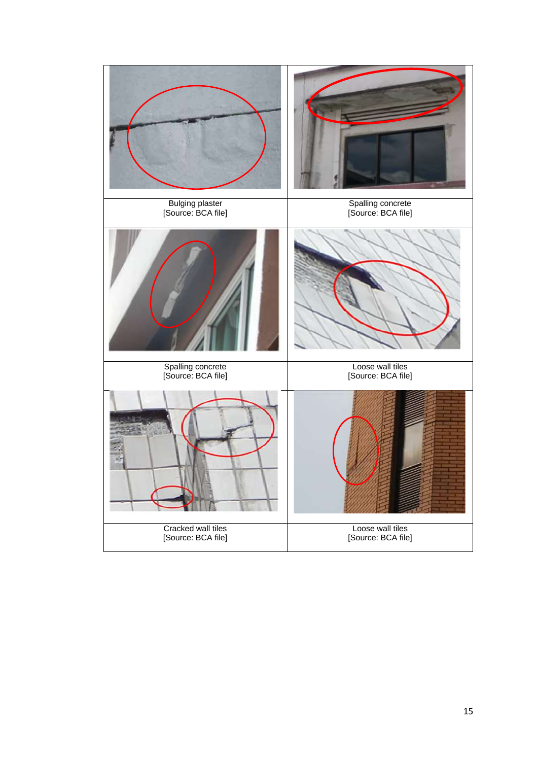| Bulging plaster [Source: BCA file] | Spalling concrete [Source: BCA file] |
| --- | --- |
| Spalling concrete [Source: BCA file] | Loose wall tiles [Source: BCA file] |
| Cracked wall tiles [Source: BCA file] | Loose wall tiles [Source: BCA file] |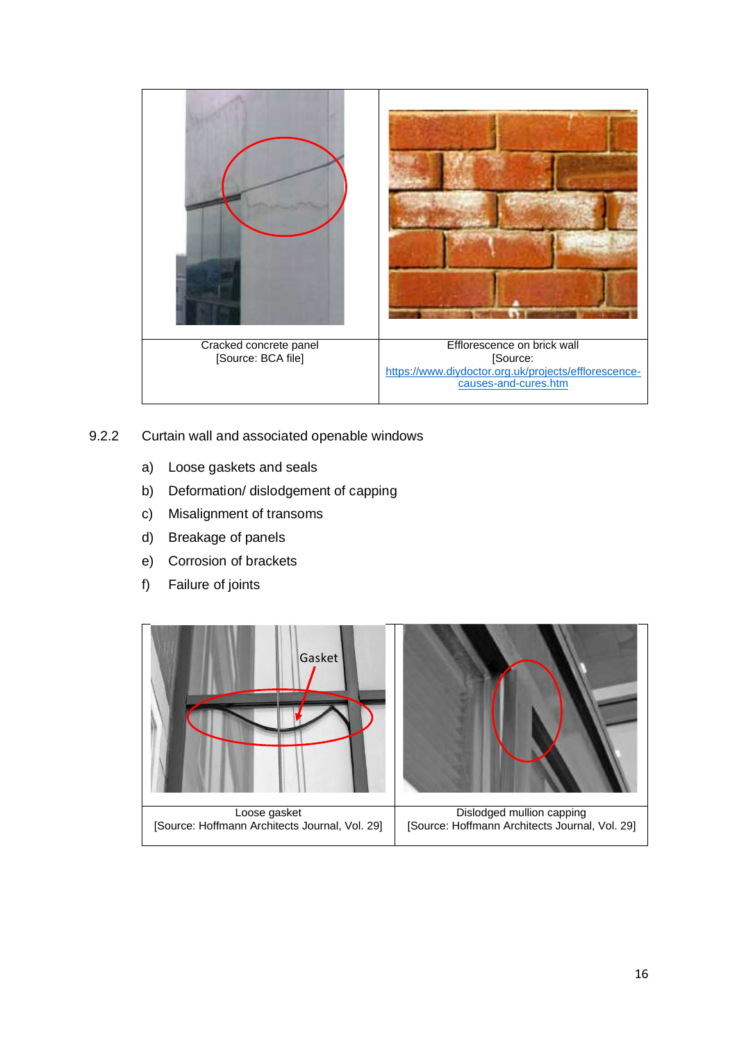| Cracked concrete panel [Source: BCA file] | Efflorescence on brick wall [Source: https://www.diydoctor.org.uk/projects/efflorescence-causes-and-cures.htm] |
| --- | --- |

9.2.2 Curtain wall and associated openable windows

a) Loose gaskets and seals
b) Deformation/ dislodgement of capping
c) Misalignment of transoms
d) Breakage of panels
e) Corrosion of brackets
f) Failure of joints

| Loose gasket [Source: Hoffmann Architects Journal, Vol. 29] | Dislodged mullion capping [Source: Hoffmann Architects Journal, Vol. 29] |
| --- | --- |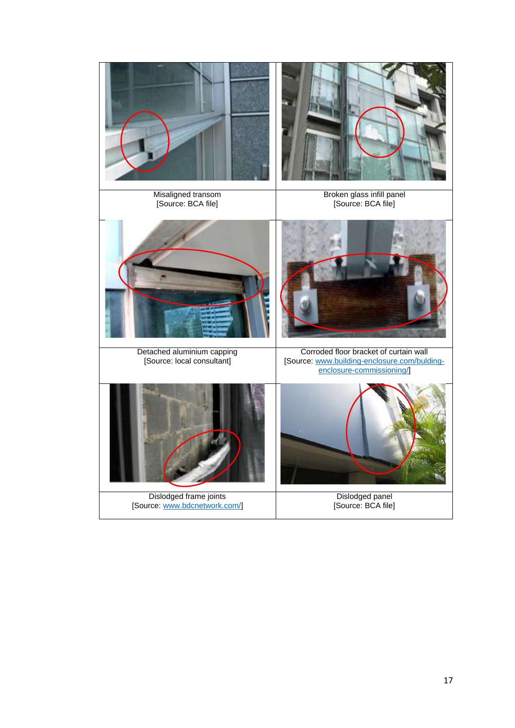| Misaligned transom [Source: BCA file] | Broken glass infill panel [Source: BCA file] |
|---|---|
| Detached aluminium capping [Source: local consultant] | Corroded floor bracket of curtain wall [Source: www.building-enclosure.com/bulding-enclosure-commissioning/] |
| Dislodged frame joints [Source: www.bdcnetwork.com/] | Dislodged panel [Source: BCA file] |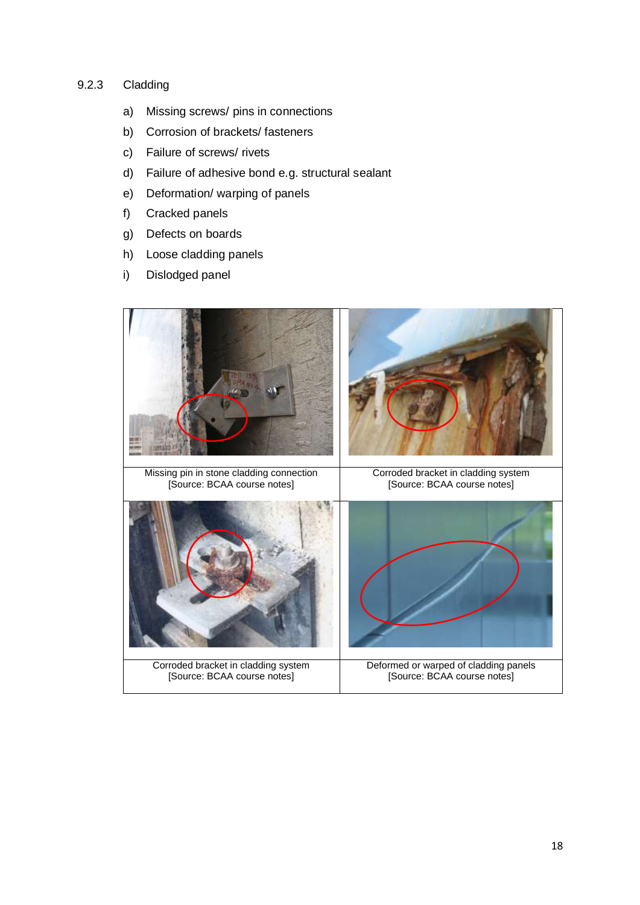### 9.2.3 Cladding

a) Missing screws/ pins in connections

b) Corrosion of brackets/ fasteners

c) Failure of screws/ rivets

d) Failure of adhesive bond e.g. structural sealant

e) Deformation/ warping of panels

f) Cracked panels

g) Defects on boards

h) Loose cladding panels

i) Dislodged panel

| | |
|---|---|
| Missing pin in stone cladding connection [Source: BCAA course notes] | Corroded bracket in cladding system [Source: BCAA course notes] |
| Corroded bracket in cladding system [Source: BCAA course notes] | Deformed or warped of cladding panels [Source: BCAA course notes] |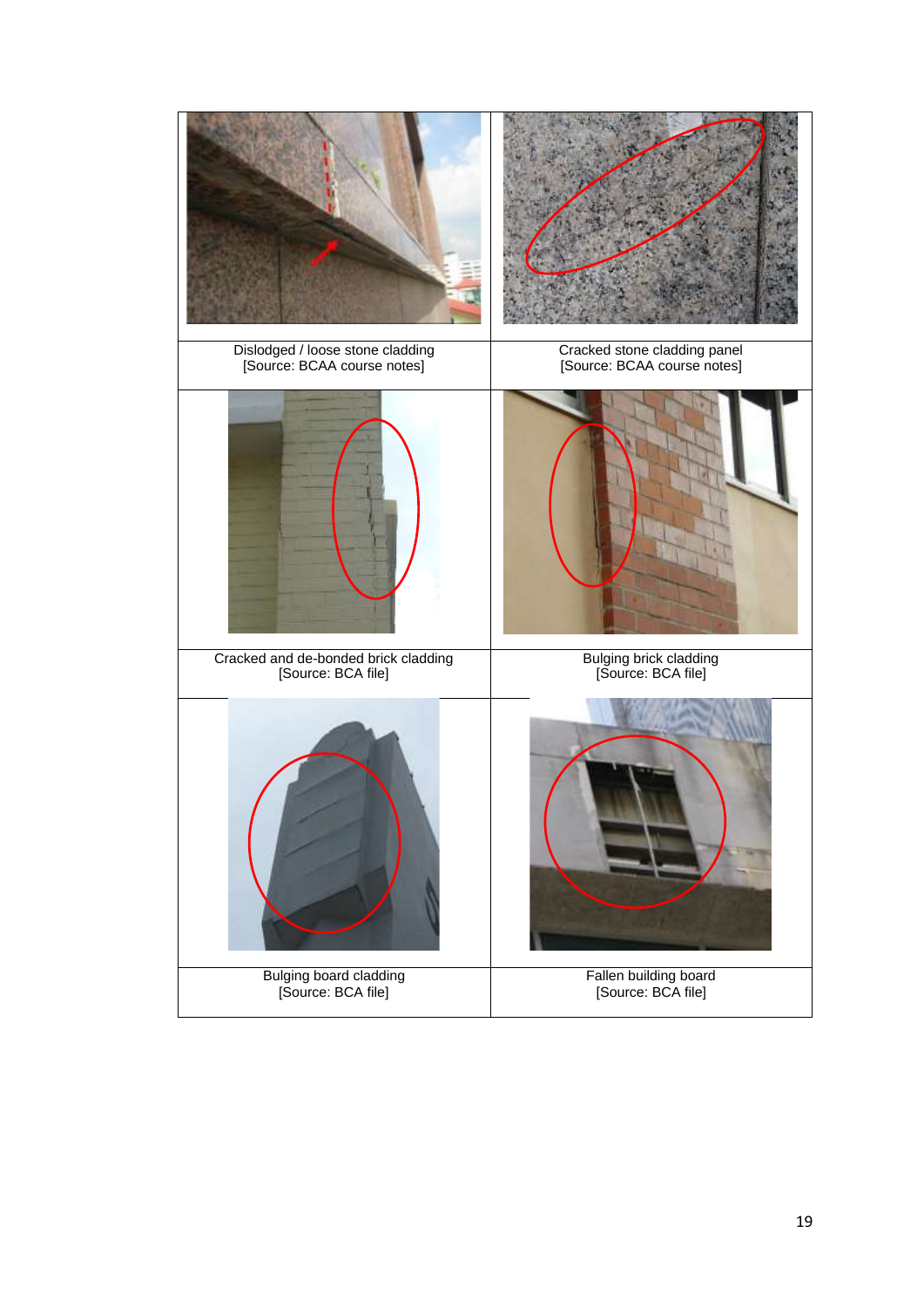| Dislodged / loose stone cladding [Source: BCAA course notes] | Cracked stone cladding panel [Source: BCAA course notes] |
| --- | --- |
| Cracked and de-bonded brick cladding [Source: BCA file] | Bulging brick cladding [Source: BCA file] |
| Bulging board cladding [Source: BCA file] | Fallen building board [Source: BCA file] |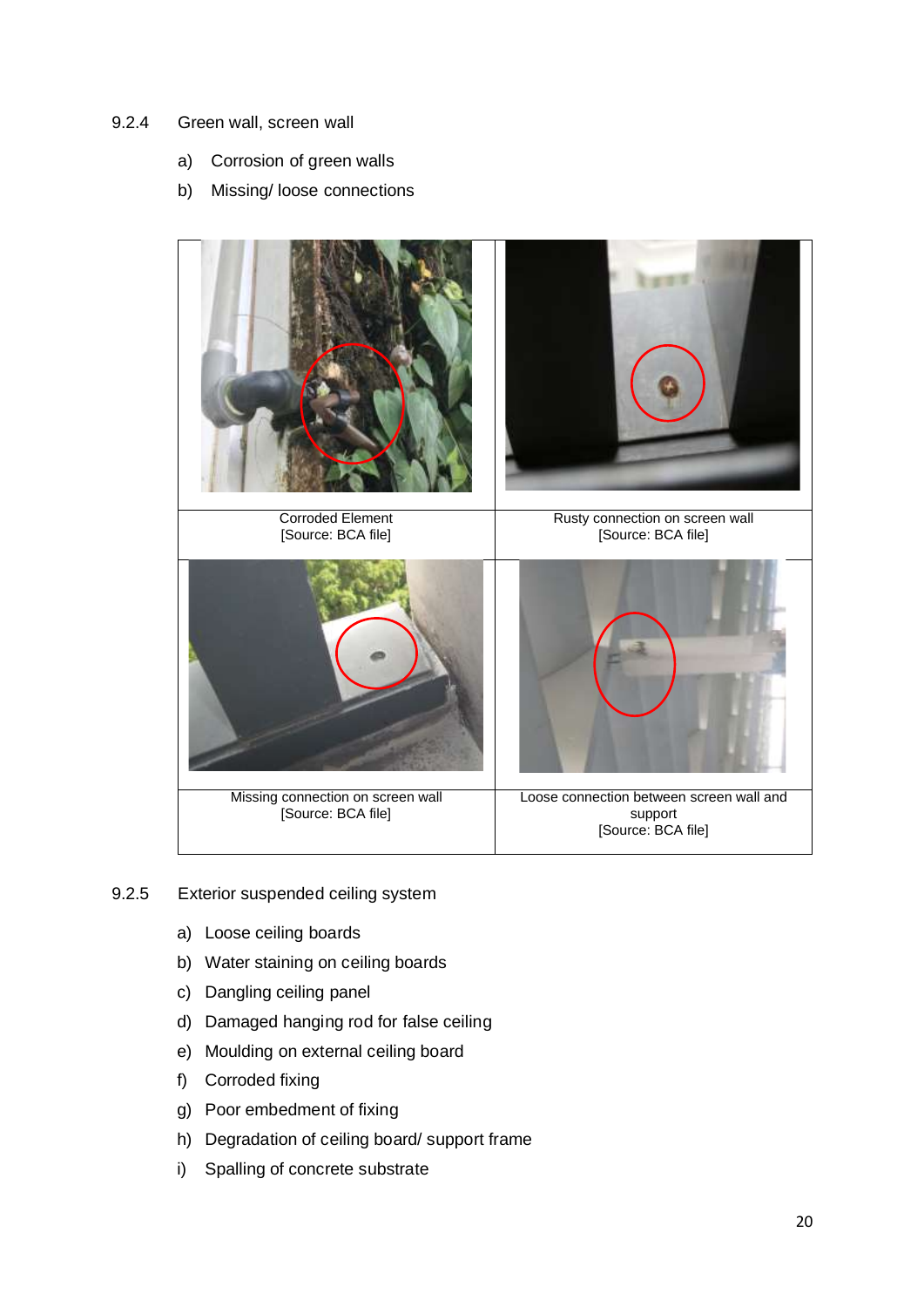9.2.4 Green wall, screen wall

a) Corrosion of green walls

b) Missing/ loose connections

| Corroded Element [Source: BCA file] | Rusty connection on screen wall [Source: BCA file] |
|---|---|
| Missing connection on screen wall [Source: BCA file] | Loose connection between screen wall and support [Source: BCA file] |

9.2.5 Exterior suspended ceiling system

a) Loose ceiling boards

b) Water staining on ceiling boards

c) Dangling ceiling panel

d) Damaged hanging rod for false ceiling

e) Moulding on external ceiling board

f) Corroded fixing

g) Poor embedment of fixing

h) Degradation of ceiling board/ support frame

i) Spalling of concrete substrate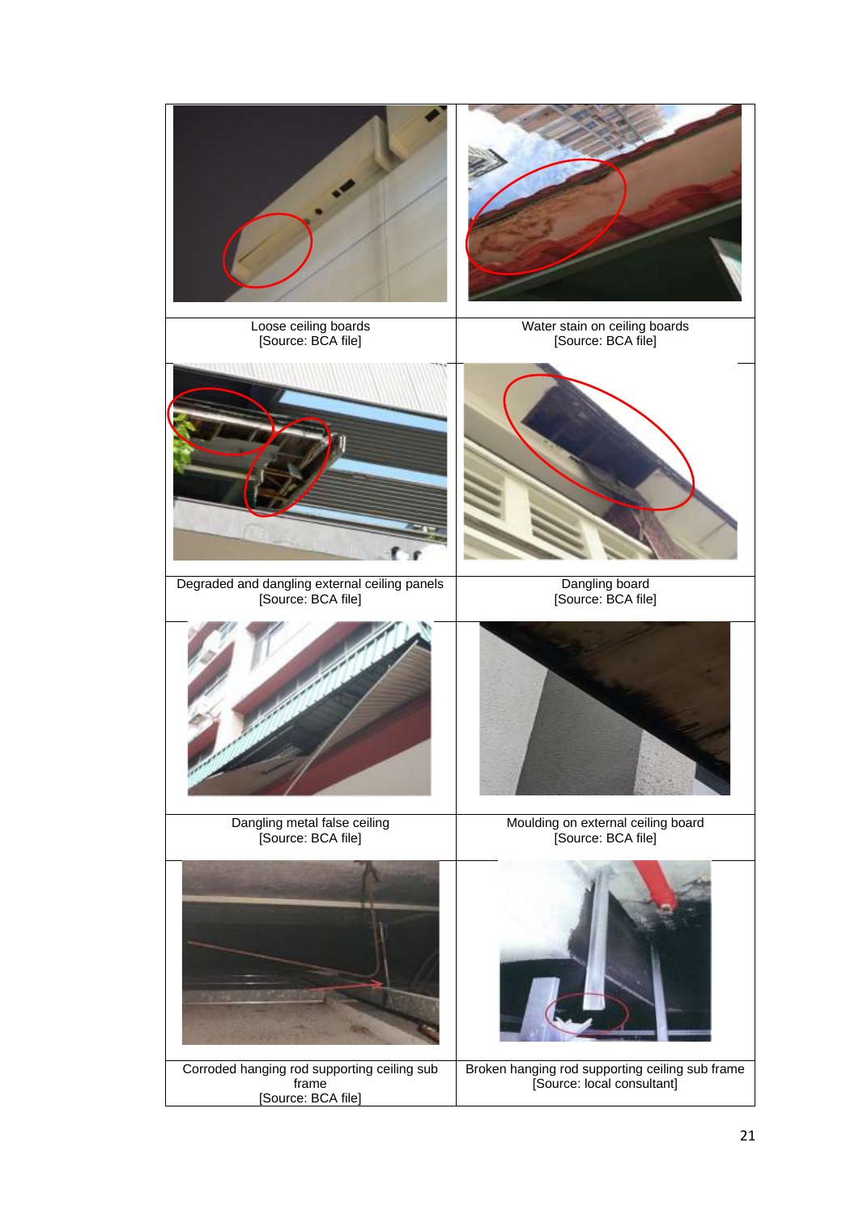| Loose ceiling boards [Source: BCA file] | Water stain on ceiling boards [Source: BCA file] |
| --- | --- |
| Degraded and dangling external ceiling panels [Source: BCA file] | Dangling board [Source: BCA file] |
| Dangling metal false ceiling [Source: BCA file] | Moulding on external ceiling board [Source: BCA file] |
| Corroded hanging rod supporting ceiling sub frame [Source: BCA file] | Broken hanging rod supporting ceiling sub frame [Source: local consultant] |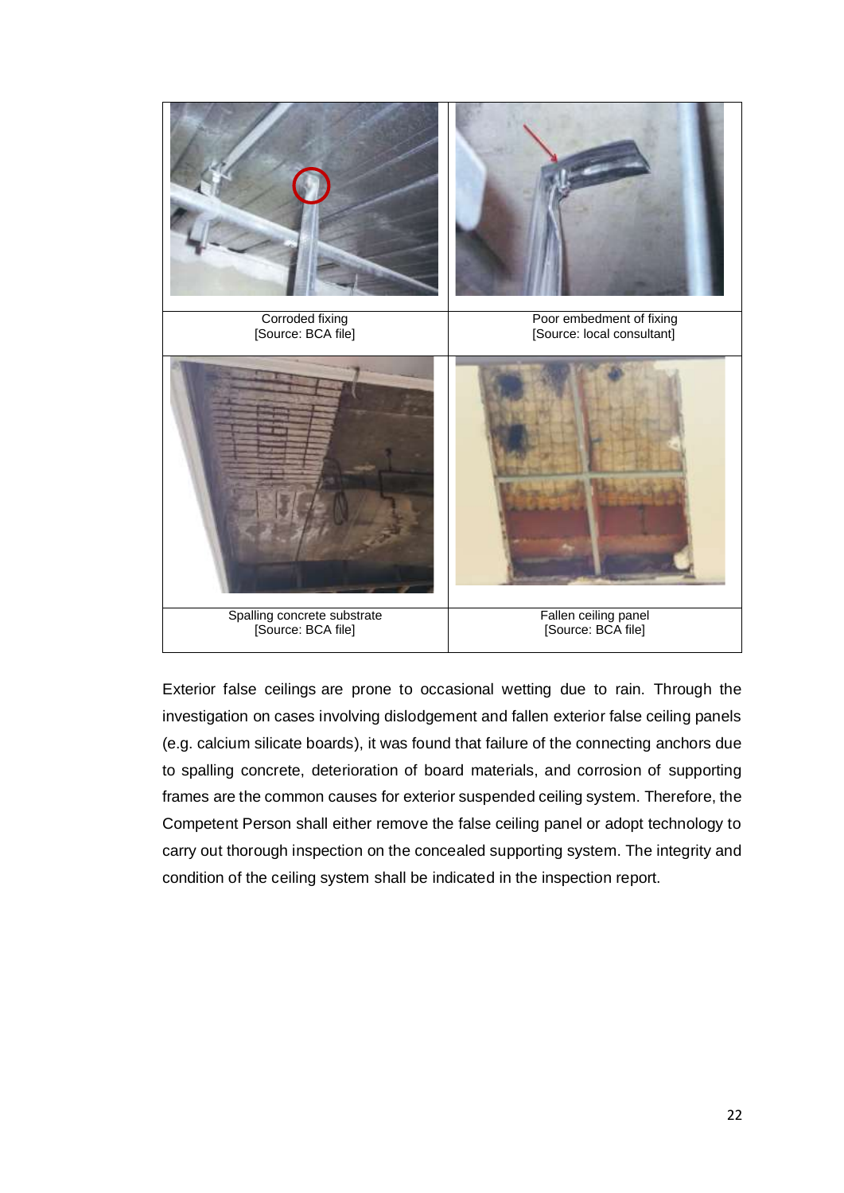| Corroded fixing [Source: BCA file] | Poor embedment of fixing [Source: local consultant] |
| --- | --- |
| Spalling concrete substrate [Source: BCA file] | Fallen ceiling panel [Source: BCA file] |

Exterior false ceilings are prone to occasional wetting due to rain. Through the investigation on cases involving dislodgement and fallen exterior false ceiling panels (e.g. calcium silicate boards), it was found that failure of the connecting anchors due to spalling concrete, deterioration of board materials, and corrosion of supporting frames are the common causes for exterior suspended ceiling system. Therefore, the Competent Person shall either remove the false ceiling panel or adopt technology to carry out thorough inspection on the concealed supporting system. The integrity and condition of the ceiling system shall be indicated in the inspection report.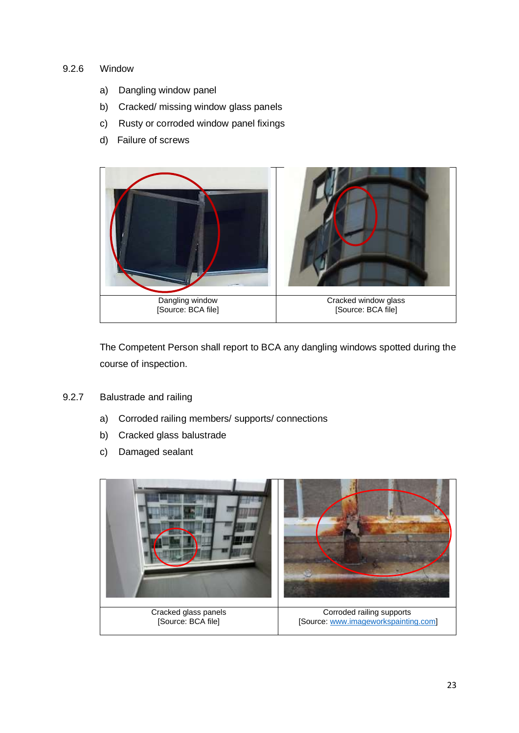### 9.2.6 Window

a) Dangling window panel

b) Cracked/ missing window glass panels

c) Rusty or corroded window panel fixings

d) Failure of screws

| Dangling window [Source: BCA file] | Cracked window glass [Source: BCA file] |
| --- | --- |

The Competent Person shall report to BCA any dangling windows spotted during the course of inspection.

### 9.2.7 Balustrade and railing

a) Corroded railing members/ supports/ connections

b) Cracked glass balustrade

c) Damaged sealant

| Cracked glass panels [Source: BCA file] | Corroded railing supports [Source: www.imageworkspainting.com] |
| --- | --- |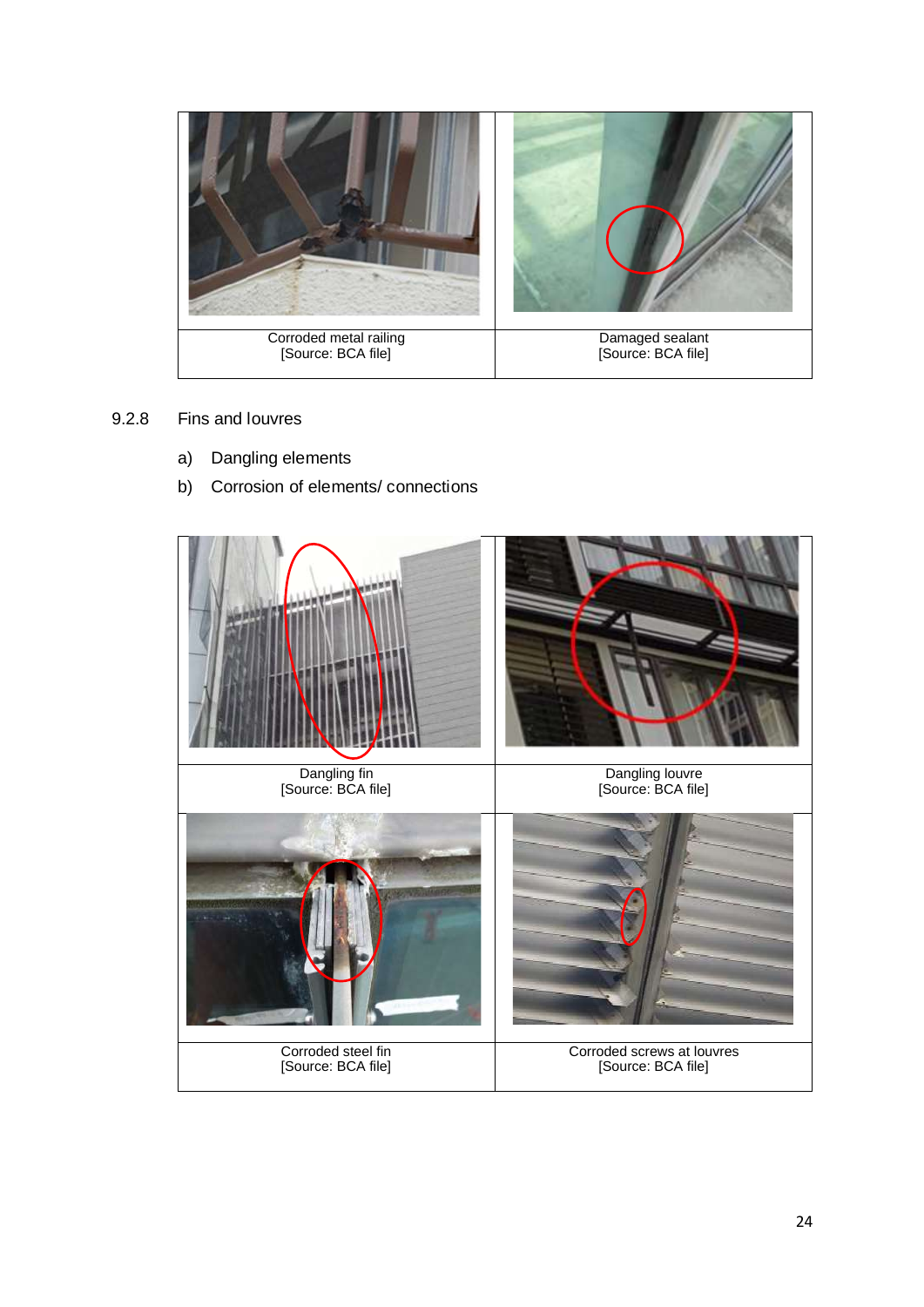| Corroded metal railing [Source: BCA file] | Damaged sealant [Source: BCA file] |
|---|---|

9.2.8 Fins and louvres

a) Dangling elements

b) Corrosion of elements/ connections

| Dangling fin [Source: BCA file] | Dangling louvre [Source: BCA file] |
|---|---|
| Corroded steel fin [Source: BCA file] | Corroded screws at louvres [Source: BCA file] |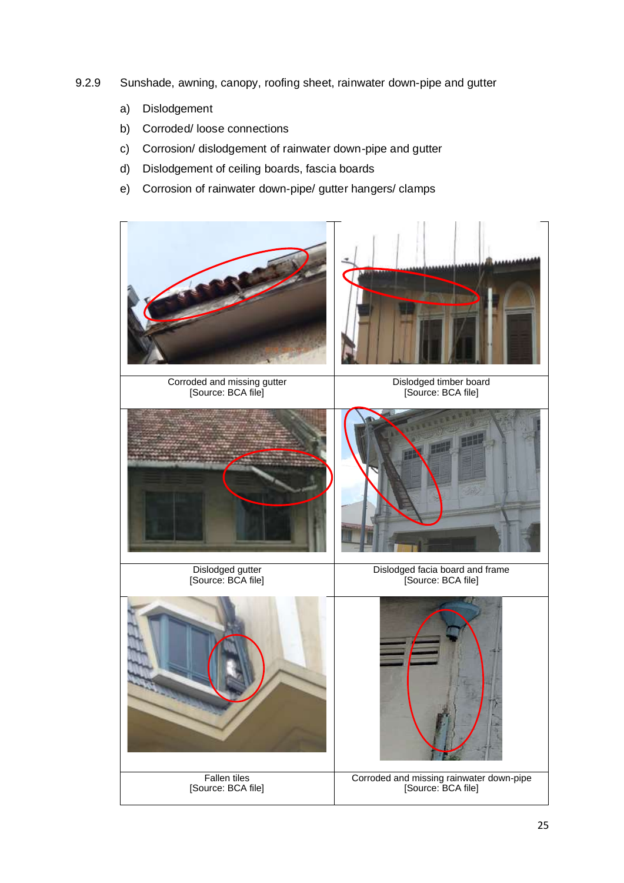9.2.9 Sunshade, awning, canopy, roofing sheet, rainwater down-pipe and gutter

a) Dislodgement

b) Corroded/ loose connections

c) Corrosion/ dislodgement of rainwater down-pipe and gutter

d) Dislodgement of ceiling boards, fascia boards

e) Corrosion of rainwater down-pipe/ gutter hangers/ clamps

| | |
|---|---|
| Corroded and missing gutter [Source: BCA file] | Dislodged timber board [Source: BCA file] |
| Dislodged gutter [Source: BCA file] | Dislodged facia board and frame [Source: BCA file] |
| Fallen tiles [Source: BCA file] | Corroded and missing rainwater down-pipe [Source: BCA file] |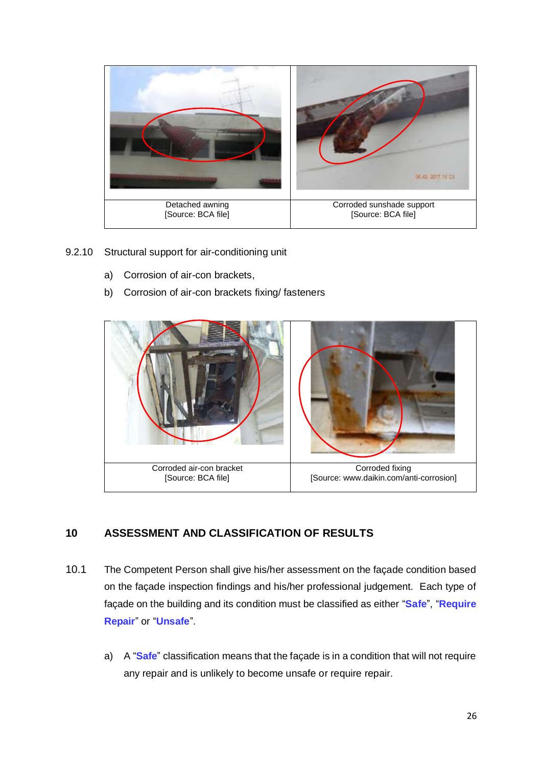| Detached awning [Source: BCA file] | Corroded sunshade support [Source: BCA file] |
|---|---|

9.2.10 Structural support for air-conditioning unit

a) Corrosion of air-con brackets,

b) Corrosion of air-con brackets fixing/ fasteners

| Corroded air-con bracket [Source: BCA file] | Corroded fixing [Source: www.daikin.com/anti-corrosion] |
|---|---|

## 10 ASSESSMENT AND CLASSIFICATION OF RESULTS

10.1 The Competent Person shall give his/her assessment on the façade condition based on the façade inspection findings and his/her professional judgement. Each type of façade on the building and its condition must be classified as either "**Safe**", "**Require Repair**" or "**Unsafe**".

a) A "**Safe**" classification means that the façade is in a condition that will not require any repair and is unlikely to become unsafe or require repair.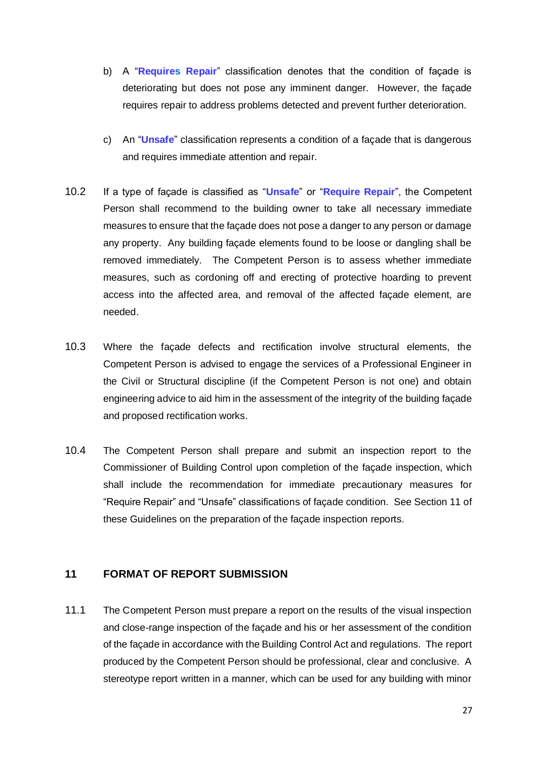b) A “**Requires Repair**” classification denotes that the condition of façade is deteriorating but does not pose any imminent danger. However, the façade requires repair to address problems detected and prevent further deterioration.

c) An “**Unsafe**” classification represents a condition of a façade that is dangerous and requires immediate attention and repair.

10.2 If a type of façade is classified as “**Unsafe**” or “**Require Repair**”, the Competent Person shall recommend to the building owner to take all necessary immediate measures to ensure that the façade does not pose a danger to any person or damage any property. Any building façade elements found to be loose or dangling shall be removed immediately. The Competent Person is to assess whether immediate measures, such as cordoning off and erecting of protective hoarding to prevent access into the affected area, and removal of the affected façade element, are needed.

10.3 Where the façade defects and rectification involve structural elements, the Competent Person is advised to engage the services of a Professional Engineer in the Civil or Structural discipline (if the Competent Person is not one) and obtain engineering advice to aid him in the assessment of the integrity of the building façade and proposed rectification works.

10.4 The Competent Person shall prepare and submit an inspection report to the Commissioner of Building Control upon completion of the façade inspection, which shall include the recommendation for immediate precautionary measures for “Require Repair” and “Unsafe” classifications of façade condition. See Section 11 of these Guidelines on the preparation of the façade inspection reports.

## 11 FORMAT OF REPORT SUBMISSION

11.1 The Competent Person must prepare a report on the results of the visual inspection and close-range inspection of the façade and his or her assessment of the condition of the façade in accordance with the Building Control Act and regulations. The report produced by the Competent Person should be professional, clear and conclusive. A stereotype report written in a manner, which can be used for any building with minor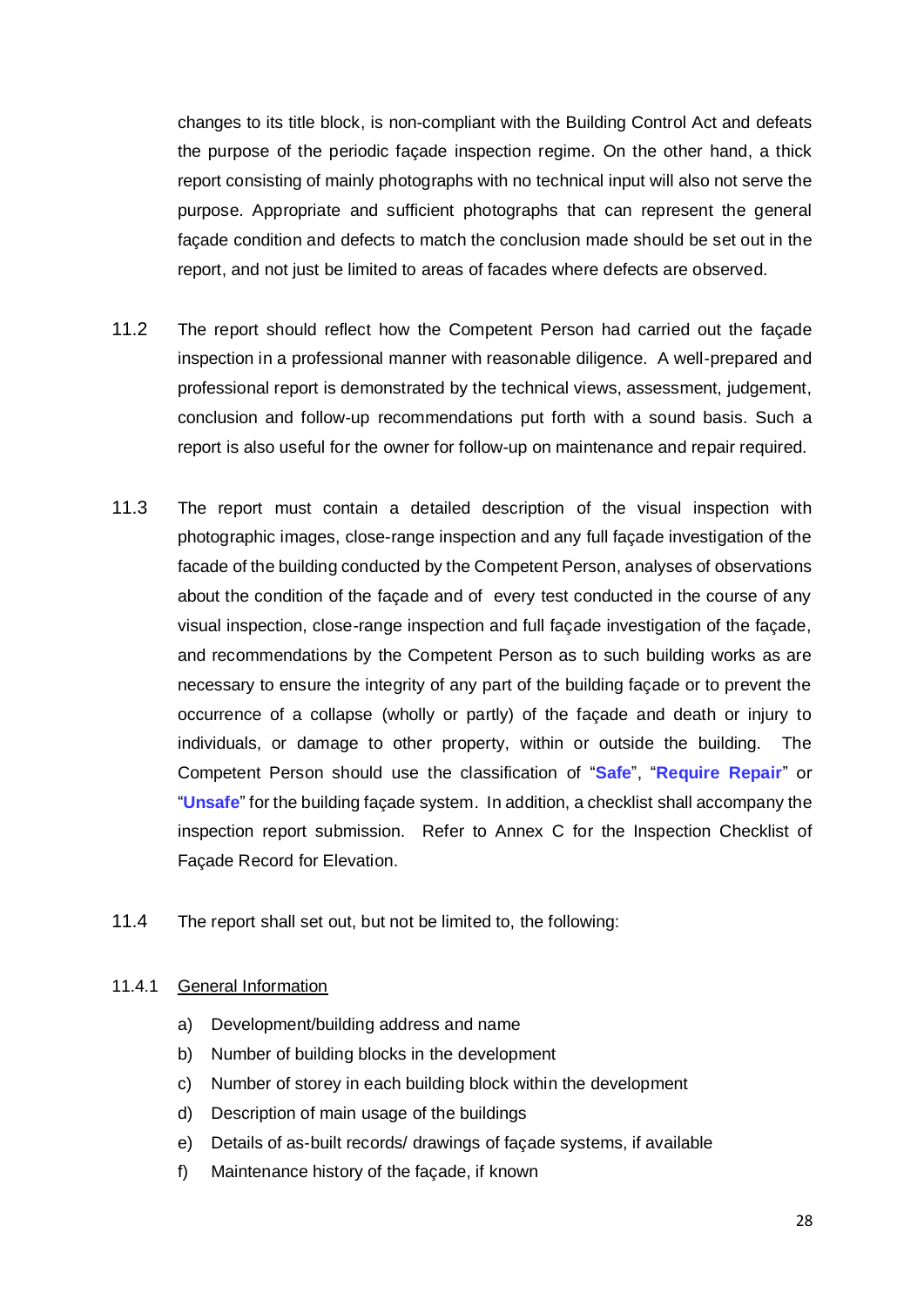changes to its title block, is non-compliant with the Building Control Act and defeats the purpose of the periodic façade inspection regime. On the other hand, a thick report consisting of mainly photographs with no technical input will also not serve the purpose. Appropriate and sufficient photographs that can represent the general façade condition and defects to match the conclusion made should be set out in the report, and not just be limited to areas of facades where defects are observed.

11.2 The report should reflect how the Competent Person had carried out the façade inspection in a professional manner with reasonable diligence. A well-prepared and professional report is demonstrated by the technical views, assessment, judgement, conclusion and follow-up recommendations put forth with a sound basis. Such a report is also useful for the owner for follow-up on maintenance and repair required.

11.3 The report must contain a detailed description of the visual inspection with photographic images, close-range inspection and any full façade investigation of the facade of the building conducted by the Competent Person, analyses of observations about the condition of the façade and of every test conducted in the course of any visual inspection, close-range inspection and full façade investigation of the façade, and recommendations by the Competent Person as to such building works as are necessary to ensure the integrity of any part of the building façade or to prevent the occurrence of a collapse (wholly or partly) of the façade and death or injury to individuals, or damage to other property, within or outside the building. The Competent Person should use the classification of "**Safe**", "**Require Repair**" or "**Unsafe**" for the building façade system. In addition, a checklist shall accompany the inspection report submission. Refer to Annex C for the Inspection Checklist of Façade Record for Elevation.

11.4 The report shall set out, but not be limited to, the following:

11.4.1 General Information

a) Development/building address and name
b) Number of building blocks in the development
c) Number of storey in each building block within the development
d) Description of main usage of the buildings
e) Details of as-built records/ drawings of façade systems, if available
f) Maintenance history of the façade, if known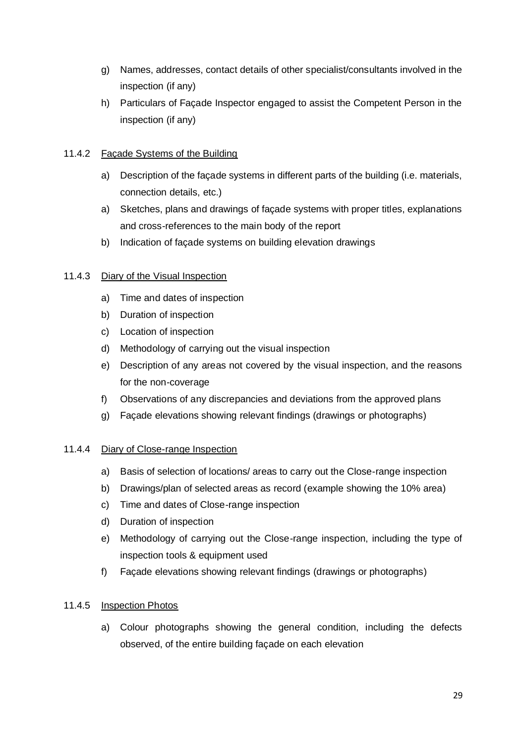g) Names, addresses, contact details of other specialist/consultants involved in the inspection (if any)

h) Particulars of Façade Inspector engaged to assist the Competent Person in the inspection (if any)

11.4.2 <u>Façade Systems of the Building</u>

a) Description of the façade systems in different parts of the building (i.e. materials, connection details, etc.)

a) Sketches, plans and drawings of façade systems with proper titles, explanations and cross-references to the main body of the report

b) Indication of façade systems on building elevation drawings

11.4.3 <u>Diary of the Visual Inspection</u>

a) Time and dates of inspection

b) Duration of inspection

c) Location of inspection

d) Methodology of carrying out the visual inspection

e) Description of any areas not covered by the visual inspection, and the reasons for the non-coverage

f) Observations of any discrepancies and deviations from the approved plans

g) Façade elevations showing relevant findings (drawings or photographs)

11.4.4 <u>Diary of Close-range Inspection</u>

a) Basis of selection of locations/ areas to carry out the Close-range inspection

b) Drawings/plan of selected areas as record (example showing the 10% area)

c) Time and dates of Close-range inspection

d) Duration of inspection

e) Methodology of carrying out the Close-range inspection, including the type of inspection tools & equipment used

f) Façade elevations showing relevant findings (drawings or photographs)

11.4.5 <u>Inspection Photos</u>

a) Colour photographs showing the general condition, including the defects observed, of the entire building façade on each elevation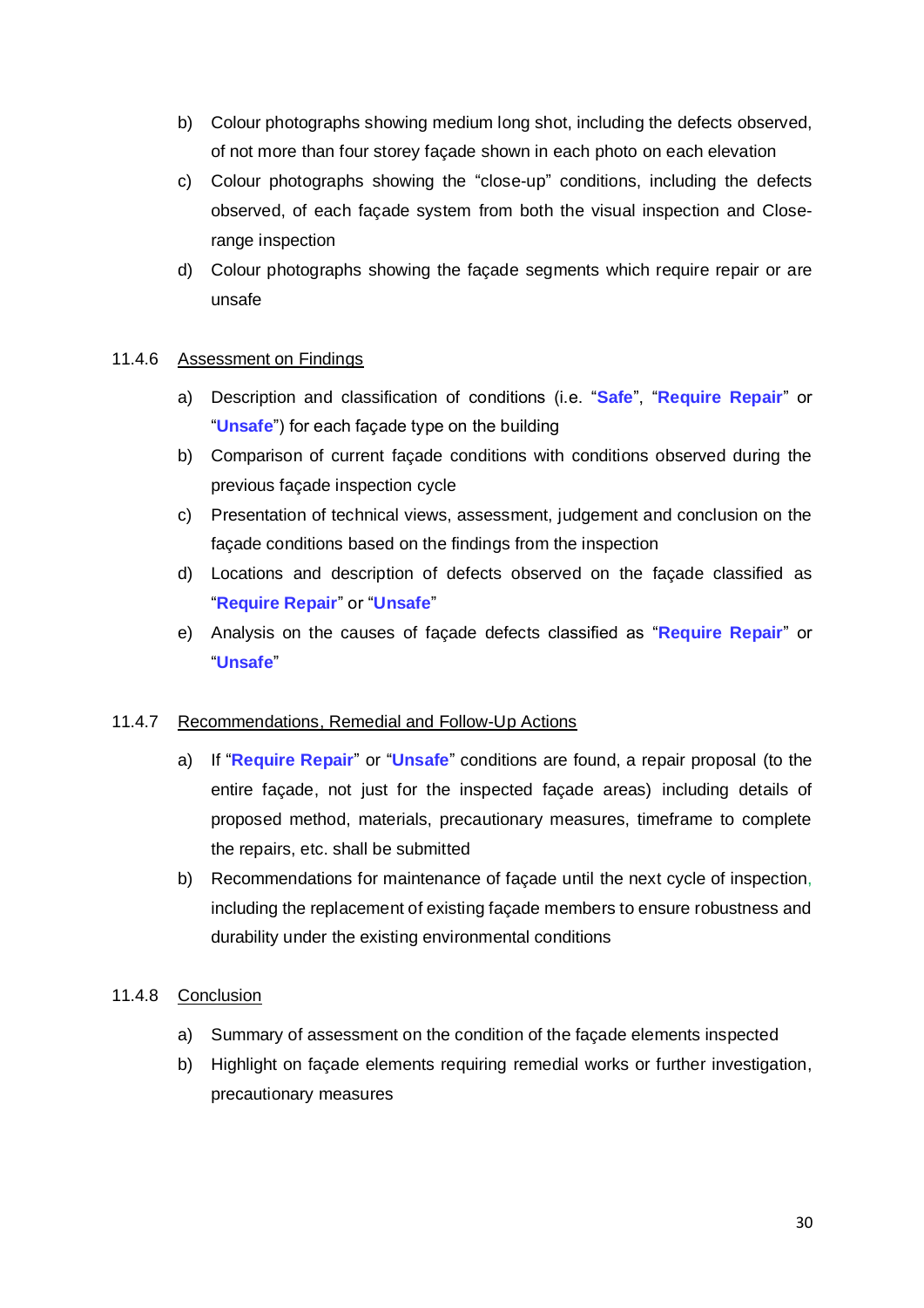b) Colour photographs showing medium long shot, including the defects observed, of not more than four storey façade shown in each photo on each elevation

c) Colour photographs showing the "close-up" conditions, including the defects observed, of each façade system from both the visual inspection and Close-range inspection

d) Colour photographs showing the façade segments which require repair or are unsafe

### 11.4.6 Assessment on Findings

a) Description and classification of conditions (i.e. "**Safe**", "**Require Repair**" or "**Unsafe**") for each façade type on the building

b) Comparison of current façade conditions with conditions observed during the previous façade inspection cycle

c) Presentation of technical views, assessment, judgement and conclusion on the façade conditions based on the findings from the inspection

d) Locations and description of defects observed on the façade classified as "**Require Repair**" or "**Unsafe**"

e) Analysis on the causes of façade defects classified as "**Require Repair**" or "**Unsafe**"

### 11.4.7 Recommendations, Remedial and Follow-Up Actions

a) If "**Require Repair**" or "**Unsafe**" conditions are found, a repair proposal (to the entire façade, not just for the inspected façade areas) including details of proposed method, materials, precautionary measures, timeframe to complete the repairs, etc. shall be submitted

b) Recommendations for maintenance of façade until the next cycle of inspection, including the replacement of existing façade members to ensure robustness and durability under the existing environmental conditions

### 11.4.8 Conclusion

a) Summary of assessment on the condition of the façade elements inspected

b) Highlight on façade elements requiring remedial works or further investigation, precautionary measures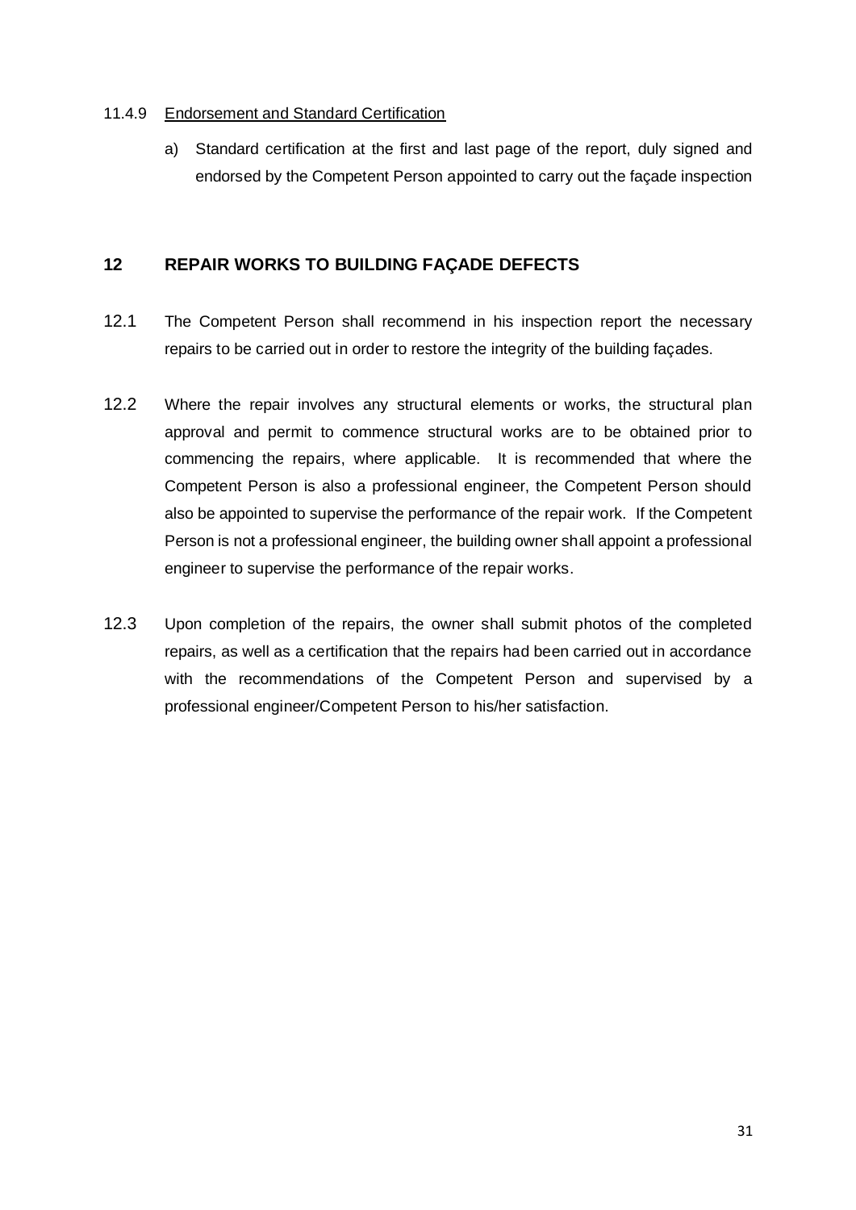#### 11.4.9 Endorsement and Standard Certification

a) Standard certification at the first and last page of the report, duly signed and endorsed by the Competent Person appointed to carry out the façade inspection

## 12 REPAIR WORKS TO BUILDING FAÇADE DEFECTS

12.1 The Competent Person shall recommend in his inspection report the necessary repairs to be carried out in order to restore the integrity of the building façades.

12.2 Where the repair involves any structural elements or works, the structural plan approval and permit to commence structural works are to be obtained prior to commencing the repairs, where applicable. It is recommended that where the Competent Person is also a professional engineer, the Competent Person should also be appointed to supervise the performance of the repair work. If the Competent Person is not a professional engineer, the building owner shall appoint a professional engineer to supervise the performance of the repair works.

12.3 Upon completion of the repairs, the owner shall submit photos of the completed repairs, as well as a certification that the repairs had been carried out in accordance with the recommendations of the Competent Person and supervised by a professional engineer/Competent Person to his/her satisfaction.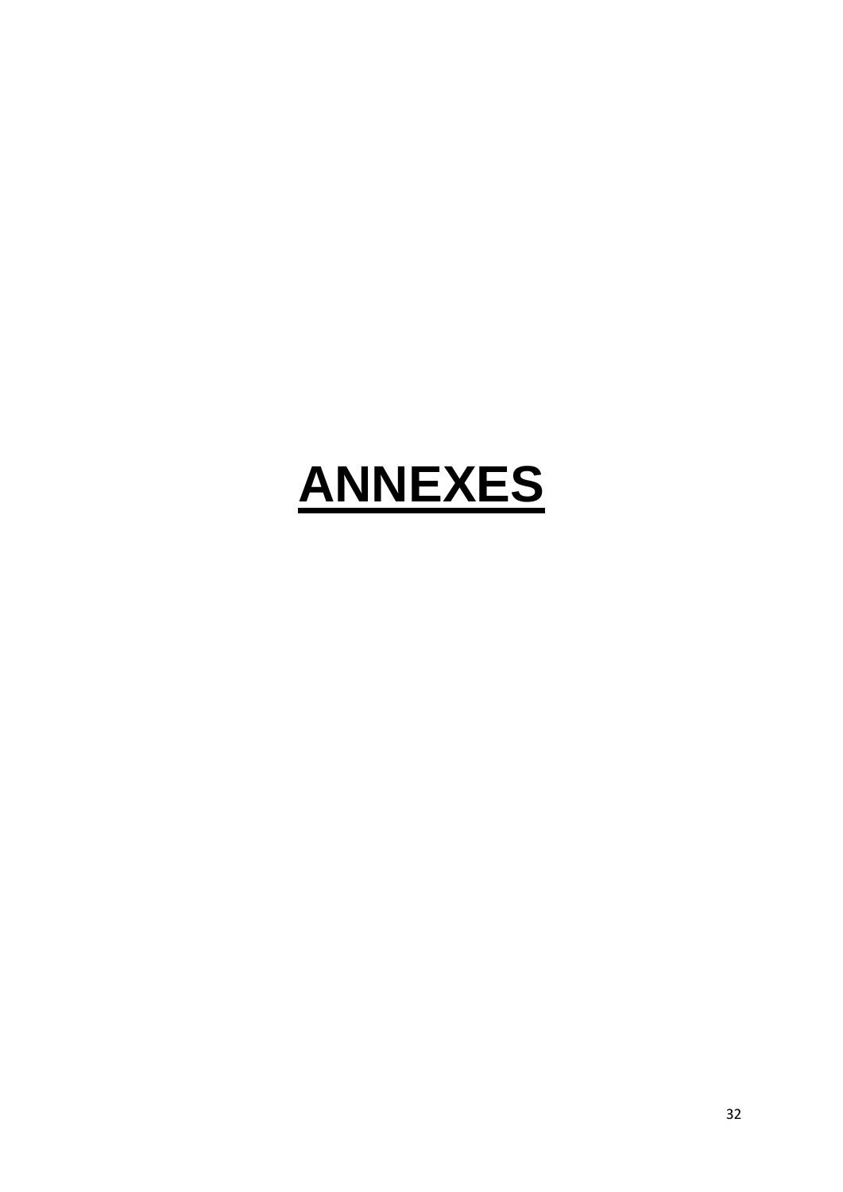# ANNEXES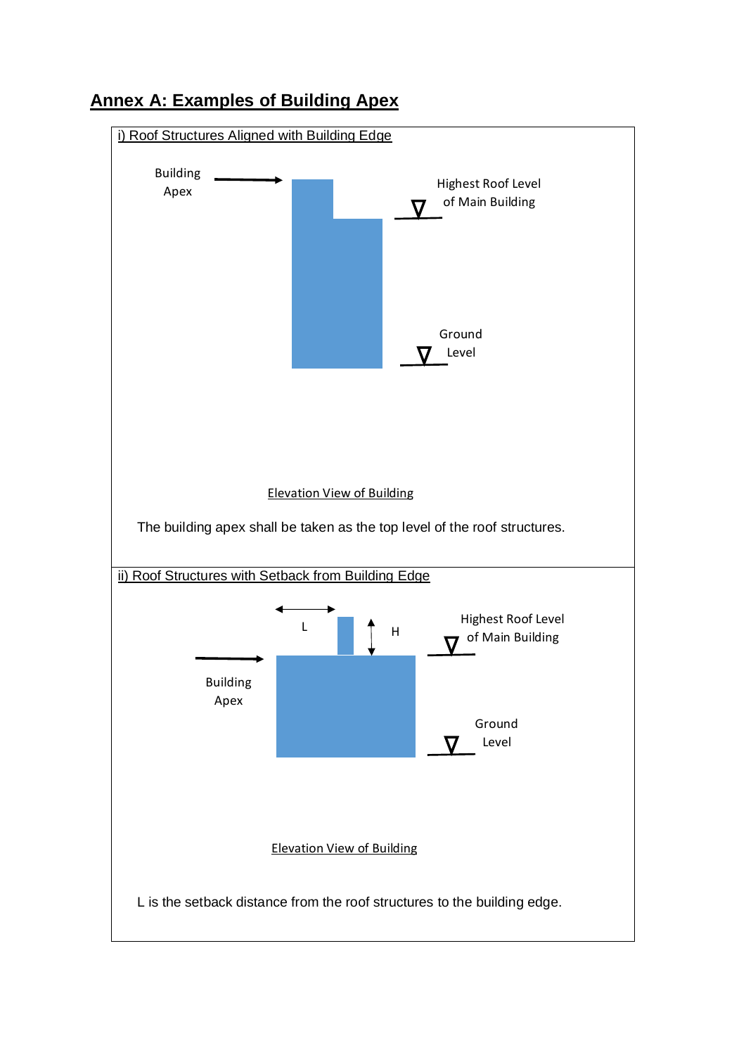## Annex A: Examples of Building Apex

### i) Roof Structures Aligned with Building Edge

Building Apex

Highest Roof Level of Main Building

Ground Level

Elevation View of Building

The building apex shall be taken as the top level of the roof structures.

### ii) Roof Structures with Setback from Building Edge

L

H

Highest Roof Level of Main Building

Building Apex

Ground Level

Elevation View of Building

L is the setback distance from the roof structures to the building edge.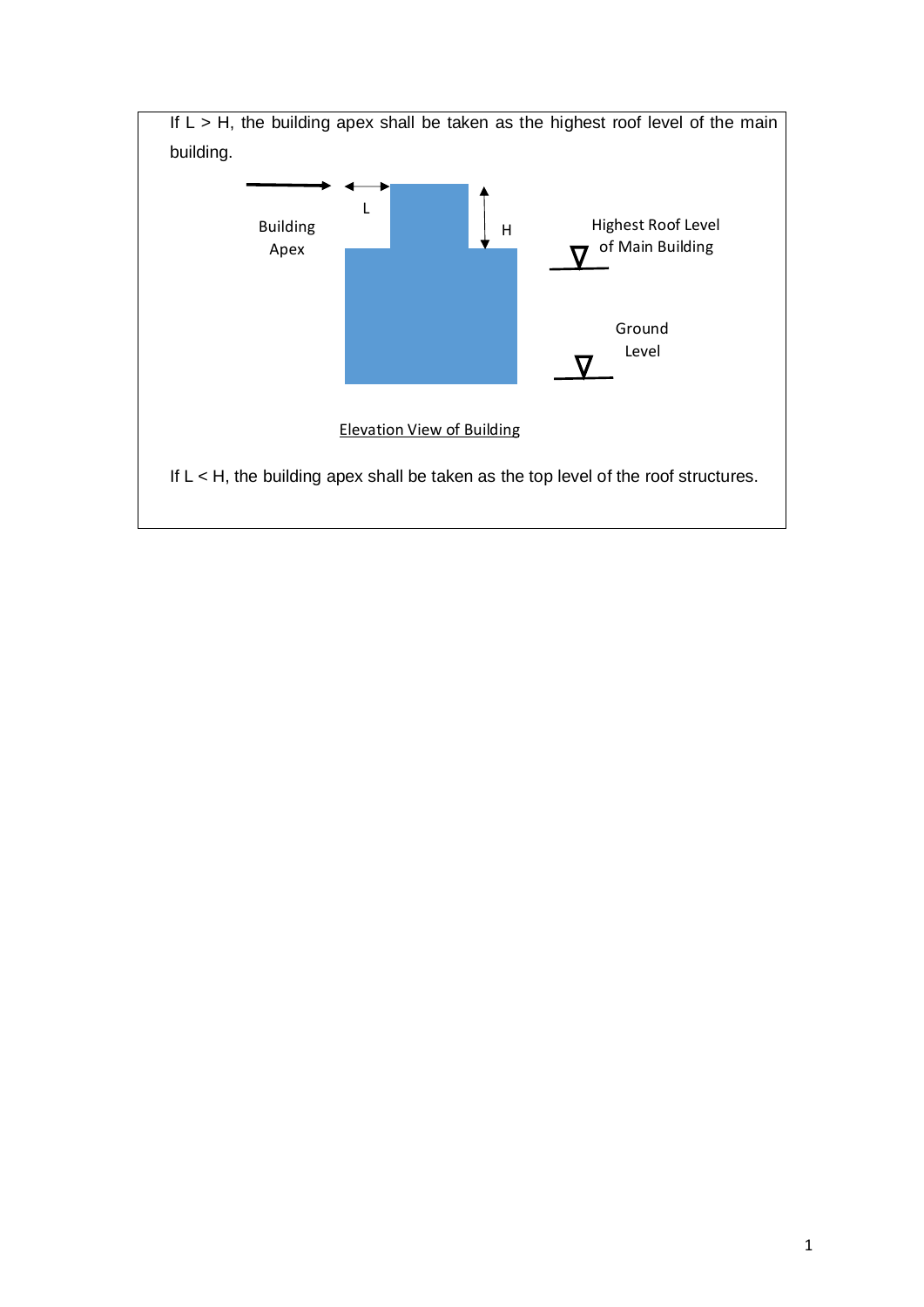If L > H, the building apex shall be taken as the highest roof level of the main building.

Building Apex

L

H

Highest Roof Level of Main Building

Ground Level

Elevation View of Building

If L < H, the building apex shall be taken as the top level of the roof structures.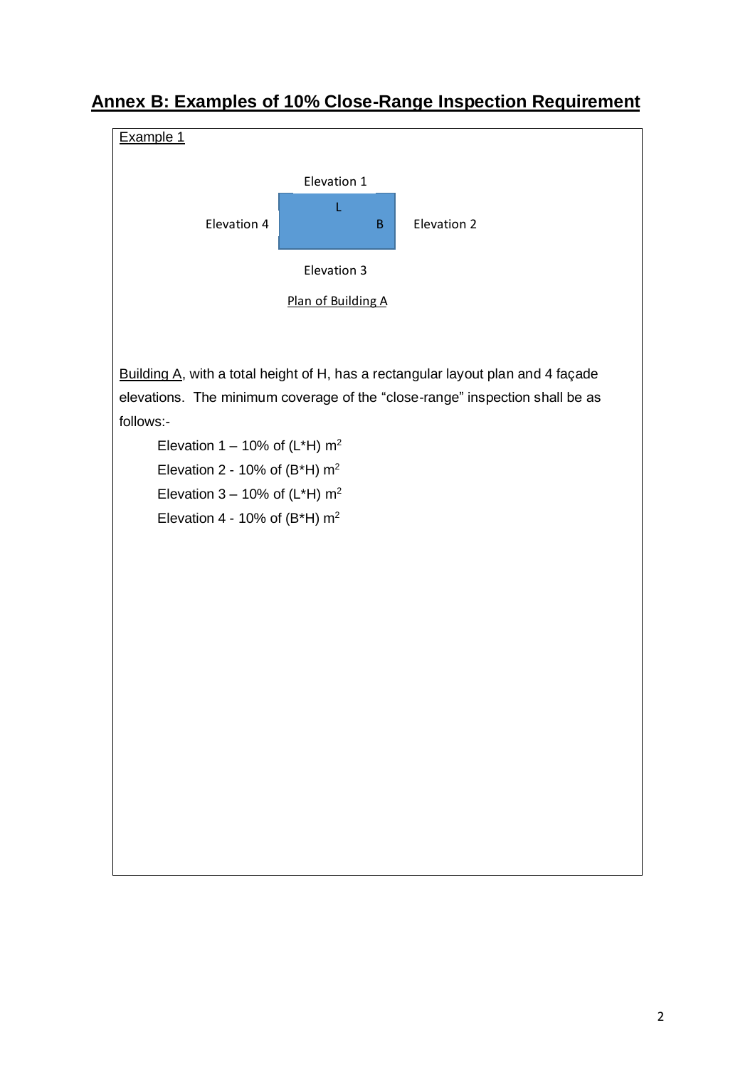## Annex B: Examples of 10% Close-Range Inspection Requirement

Example 1

Elevation 1

L

Elevation 4 B Elevation 2

Elevation 3

Plan of Building A

Building A, with a total height of H, has a rectangular layout plan and 4 façade elevations. The minimum coverage of the "close-range" inspection shall be as follows:-

Elevation 1 – 10% of (L*H) $m^2$

Elevation 2 - 10% of (B*H) $m^2$

Elevation 3 – 10% of (L*H) $m^2$

Elevation 4 - 10% of (B*H) $m^2$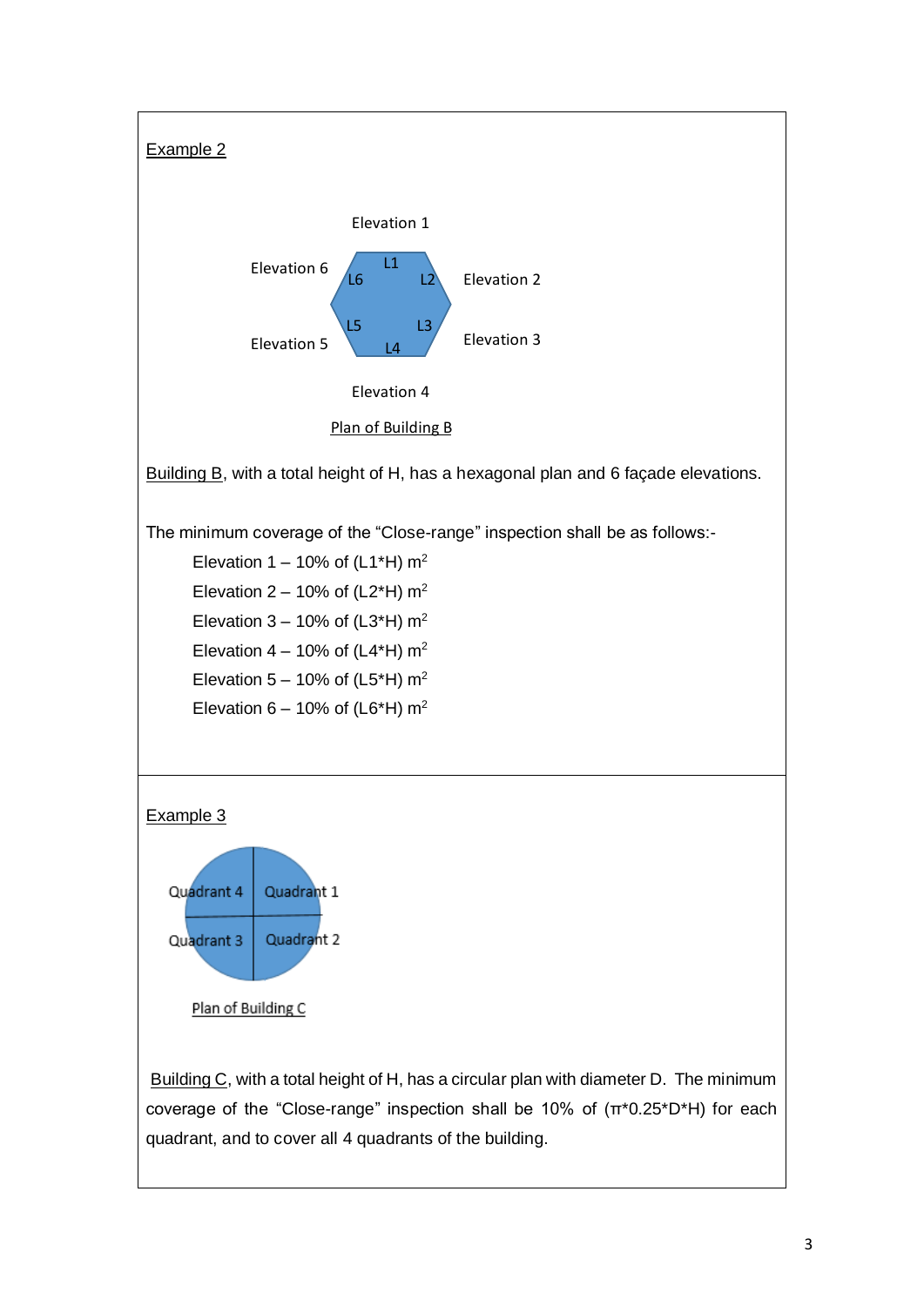Example 2

Elevation 1

Elevation 6 L1 Elevation 2

L6 L2

L5 L3

Elevation 5 L4 Elevation 3

Elevation 4

Plan of Building B

Building B, with a total height of H, has a hexagonal plan and 6 façade elevations.

The minimum coverage of the “Close-range” inspection shall be as follows:-

- Elevation 1 – 10% of (L1*H) $m^2$
- Elevation 2 – 10% of (L2*H) $m^2$
- Elevation 3 – 10% of (L3*H) $m^2$
- Elevation 4 – 10% of (L4*H) $m^2$
- Elevation 5 – 10% of (L5*H) $m^2$
- Elevation 6 – 10% of (L6*H) $m^2$

Example 3

Quadrant 4 Quadrant 1

Quadrant 3 Quadrant 2

Plan of Building C

Building C, with a total height of H, has a circular plan with diameter D. The minimum coverage of the “Close-range” inspection shall be 10% of (π*0.25*D*H) for each quadrant, and to cover all 4 quadrants of the building.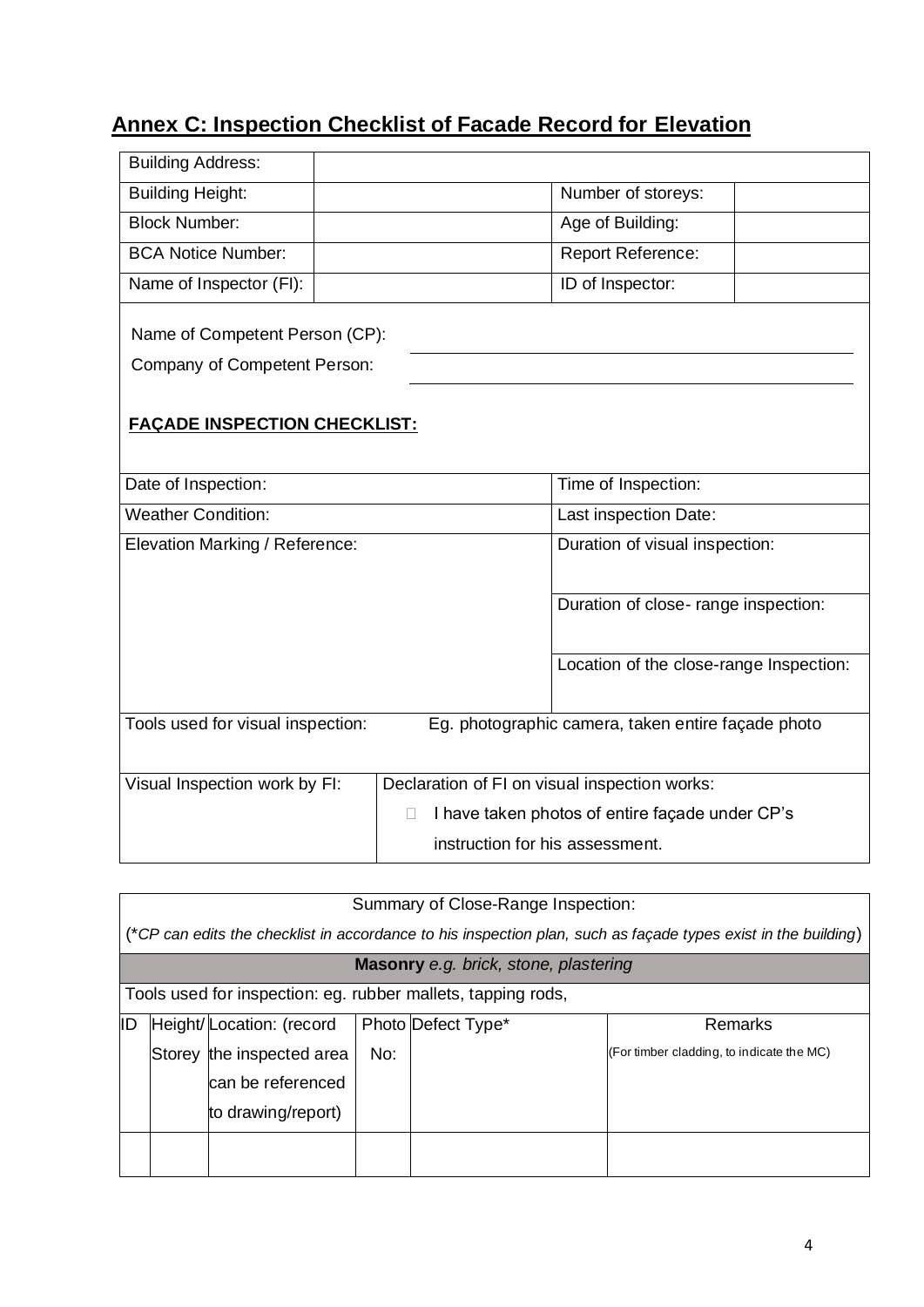## Annex C: Inspection Checklist of Facade Record for Elevation

| Building Address: | | | |
|---|---|---|---|
| Building Height: | | Number of storeys: | |
| Block Number: | | Age of Building: | |
| BCA Notice Number: | | Report Reference: | |
| Name of Inspector (FI): | | ID of Inspector: | |

Name of Competent Person (CP): ______________________________

Company of Competent Person: ______________________________

**FAÇADE INSPECTION CHECKLIST:**

| Date of Inspection: | Time of Inspection: |
|---|---|
| Weather Condition: | Last inspection Date: |
| Elevation Marking / Reference: | Duration of visual inspection: |
| | Duration of close- range inspection: |
| | Location of the close-range Inspection: |
| Tools used for visual inspection: | Eg. photographic camera, taken entire façade photo |
| Visual Inspection work by FI: | Declaration of FI on visual inspection works: ☐ I have taken photos of entire façade under CP's instruction for his assessment. |

| Summary of Close-Range Inspection: (*CP can edits the checklist in accordance to his inspection plan, such as façade types exist in the building) | | | | | |
|---|---|---|---|---|---|
| **Masonry** *e.g. brick, stone, plastering* | | | | | |
| Tools used for inspection: eg. rubber mallets, tapping rods, | | | | | |
| ID | Height/ Storey | Location: (record the inspected area can be referenced to drawing/report) | Photo No: | Defect Type* | Remarks (For timber cladding, to indicate the MC) |
| | | | | | |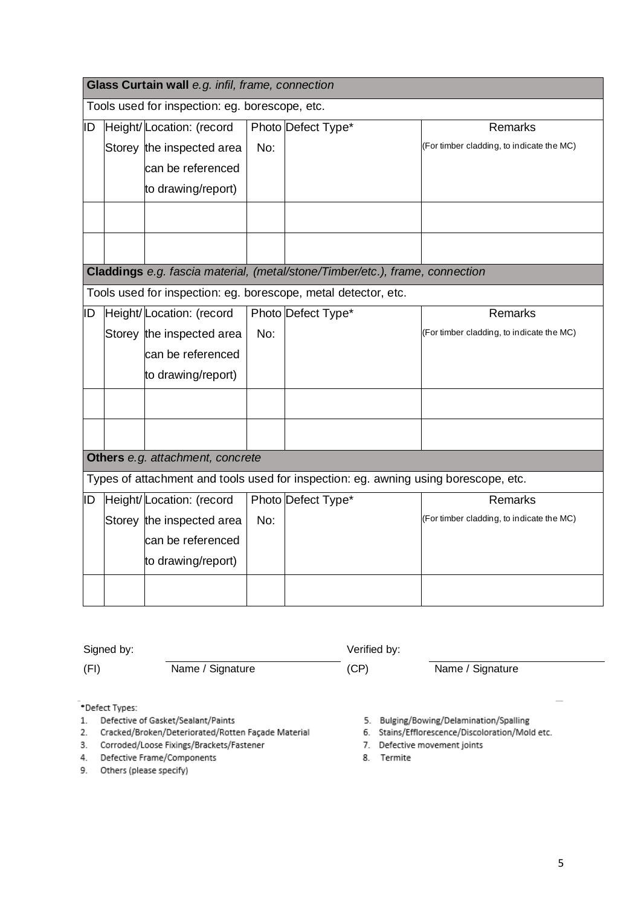| **Glass Curtain wall** *e.g. infil, frame, connection* | | | | | |
|---|---|---|---|---|---|
| Tools used for inspection: eg. borescope, etc. | | | | | |
| ID | Height/ Storey | Location: (record the inspected area can be referenced to drawing/report) | Photo No: | Defect Type* | Remarks (For timber cladding, to indicate the MC) |
| | | | | | |
| | | | | | |
| **Claddings** *e.g. fascia material, (metal/stone/Timber/etc.), frame, connection* | | | | | |
| Tools used for inspection: eg. borescope, metal detector, etc. | | | | | |
| ID | Height/ Storey | Location: (record the inspected area can be referenced to drawing/report) | Photo No: | Defect Type* | Remarks (For timber cladding, to indicate the MC) |
| | | | | | |
| | | | | | |
| **Others** *e.g. attachment, concrete* | | | | | |
| Types of attachment and tools used for inspection: eg. awning using borescope, etc. | | | | | |
| ID | Height/ Storey | Location: (record the inspected area can be referenced to drawing/report) | Photo No: | Defect Type* | Remarks (For timber cladding, to indicate the MC) |
| | | | | | |

Signed by: (FI) ______________________ Name / Signature

Verified by: (CP) ______________________ Name / Signature

*Defect Types:

1. Defective of Gasket/Sealant/Paints
2. Cracked/Broken/Deteriorated/Rotten Façade Material
3. Corroded/Loose Fixings/Brackets/Fastener
4. Defective Frame/Components
5. Bulging/Bowing/Delamination/Spalling
6. Stains/Efflorescence/Discoloration/Mold etc.
7. Defective movement joints
8. Termite
9. Others (please specify)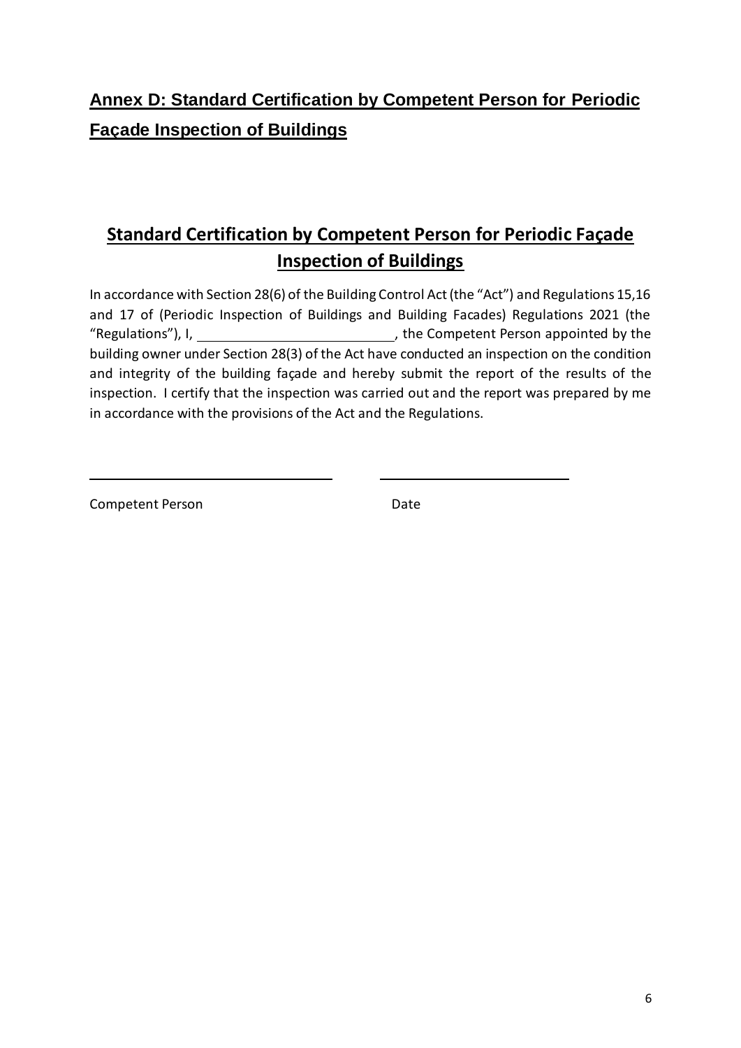# Annex D: Standard Certification by Competent Person for Periodic Façade Inspection of Buildings

## Standard Certification by Competent Person for Periodic Façade Inspection of Buildings

In accordance with Section 28(6) of the Building Control Act (the "Act") and Regulations 15,16 and 17 of (Periodic Inspection of Buildings and Building Facades) Regulations 2021 (the "Regulations"), I, ____________________________, the Competent Person appointed by the building owner under Section 28(3) of the Act have conducted an inspection on the condition and integrity of the building façade and hereby submit the report of the results of the inspection. I certify that the inspection was carried out and the report was prepared by me in accordance with the provisions of the Act and the Regulations.

____________________________ ____________________________

Competent Person Date